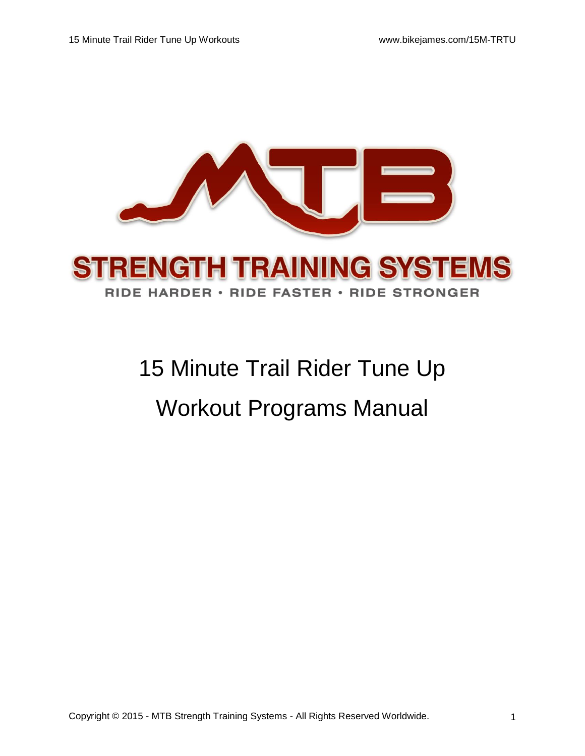MTB

STRENGTH TRAINING SYSTEMS

RIDE HARDER • RIDE FASTER • RIDE STRONGER

# 15 Minute Trail Rider Tune Up

# Workout Programs Manual

Copyright © 2015 - MTB Strength Training Systems - All Rights Reserved Worldwide.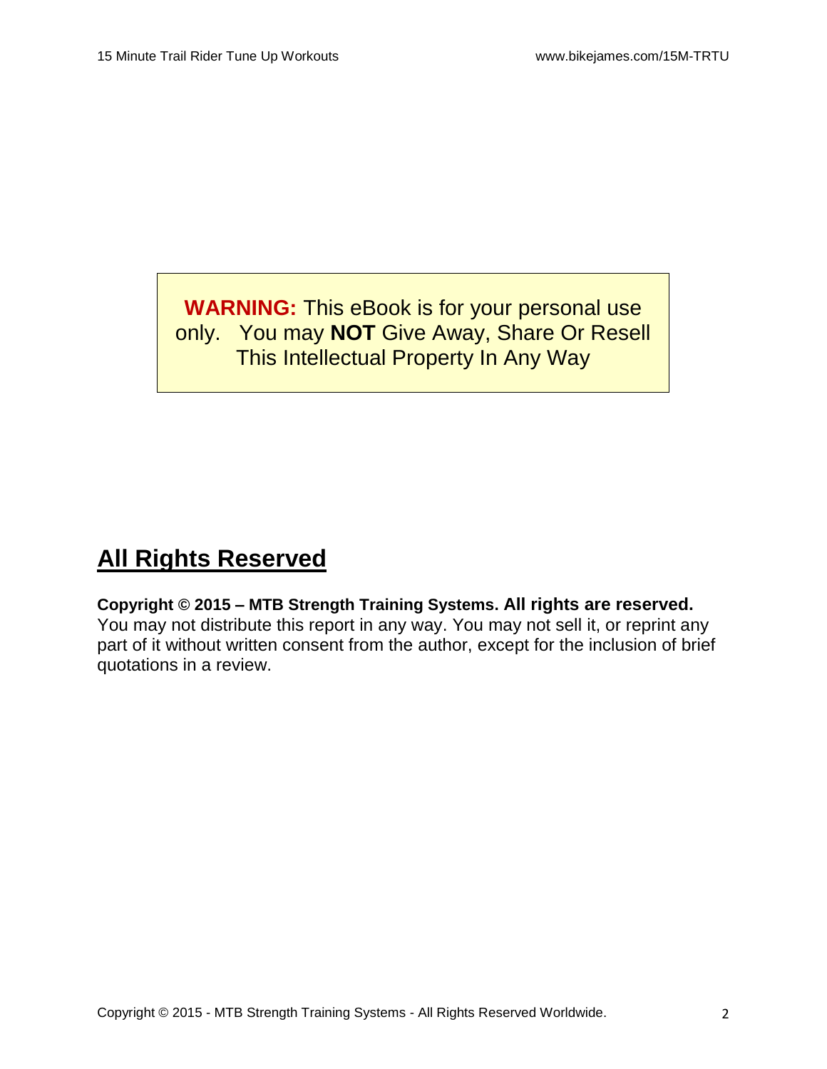**WARNING:** This eBook is for your personal use only. You may **NOT** Give Away, Share Or Resell This Intellectual Property In Any Way

## All Rights Reserved

**Copyright © 2015 – MTB Strength Training Systems. All rights are reserved.**
You may not distribute this report in any way. You may not sell it, or reprint any part of it without written consent from the author, except for the inclusion of brief quotations in a review.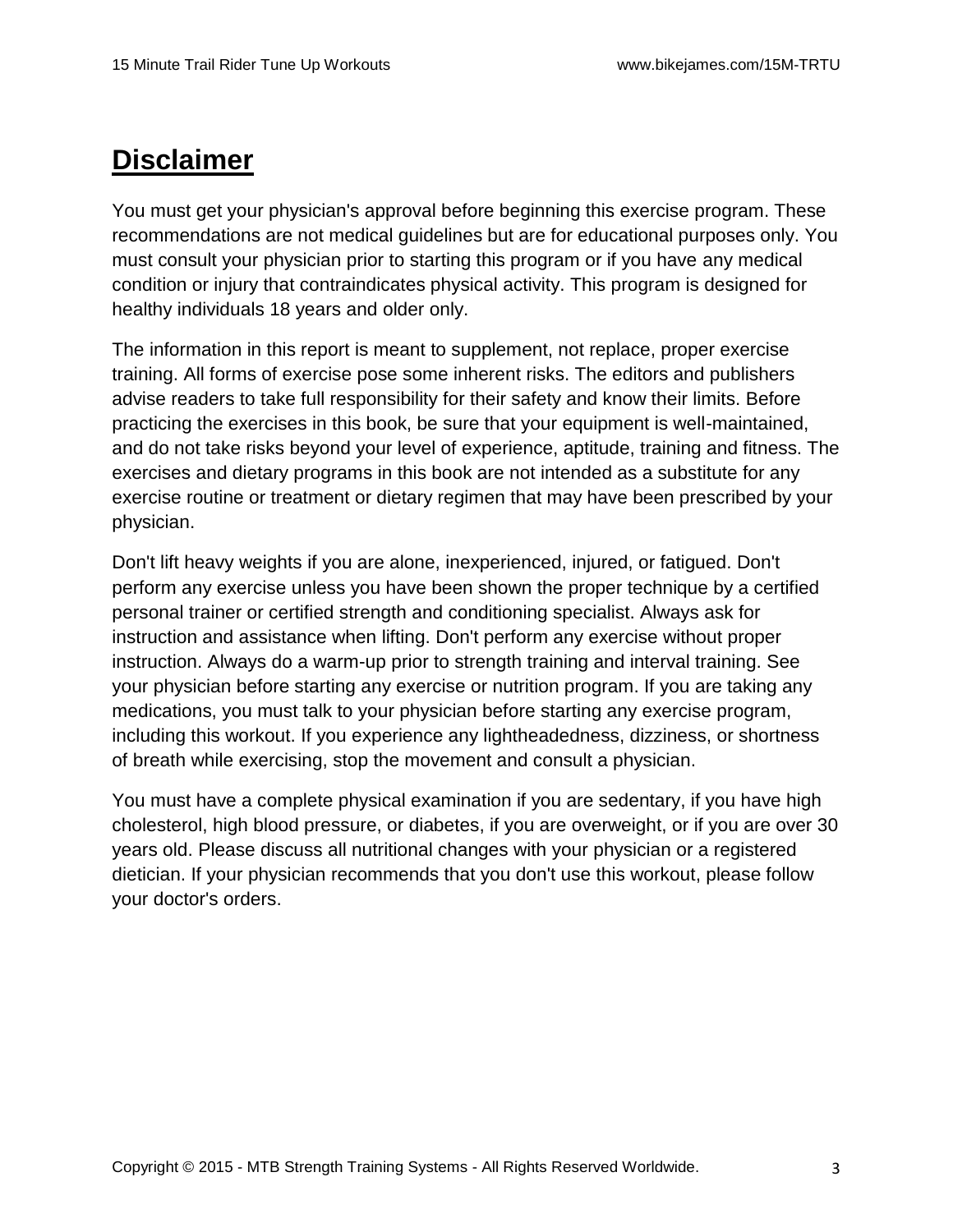# Disclaimer

You must get your physician's approval before beginning this exercise program. These recommendations are not medical guidelines but are for educational purposes only. You must consult your physician prior to starting this program or if you have any medical condition or injury that contraindicates physical activity. This program is designed for healthy individuals 18 years and older only.

The information in this report is meant to supplement, not replace, proper exercise training. All forms of exercise pose some inherent risks. The editors and publishers advise readers to take full responsibility for their safety and know their limits. Before practicing the exercises in this book, be sure that your equipment is well-maintained, and do not take risks beyond your level of experience, aptitude, training and fitness. The exercises and dietary programs in this book are not intended as a substitute for any exercise routine or treatment or dietary regimen that may have been prescribed by your physician.

Don't lift heavy weights if you are alone, inexperienced, injured, or fatigued. Don't perform any exercise unless you have been shown the proper technique by a certified personal trainer or certified strength and conditioning specialist. Always ask for instruction and assistance when lifting. Don't perform any exercise without proper instruction. Always do a warm-up prior to strength training and interval training. See your physician before starting any exercise or nutrition program. If you are taking any medications, you must talk to your physician before starting any exercise program, including this workout. If you experience any lightheadedness, dizziness, or shortness of breath while exercising, stop the movement and consult a physician.

You must have a complete physical examination if you are sedentary, if you have high cholesterol, high blood pressure, or diabetes, if you are overweight, or if you are over 30 years old. Please discuss all nutritional changes with your physician or a registered dietician. If your physician recommends that you don't use this workout, please follow your doctor's orders.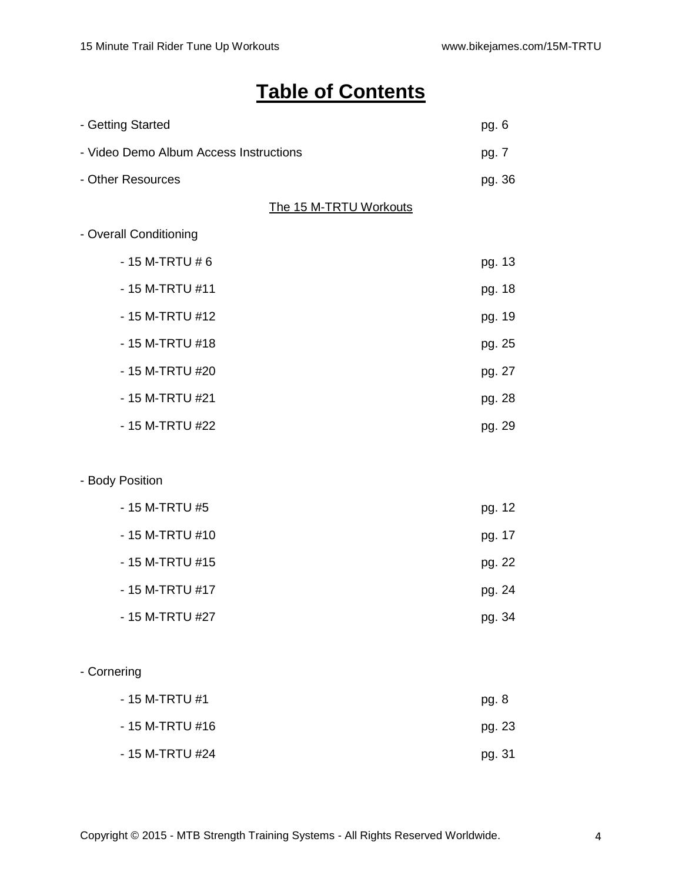# Table of Contents

- Getting Started pg. 6
- Video Demo Album Access Instructions pg. 7
- Other Resources pg. 36

The 15 M-TRTU Workouts

- Overall Conditioning
    - 15 M-TRTU # 6 pg. 13
    - 15 M-TRTU #11 pg. 18
    - 15 M-TRTU #12 pg. 19
    - 15 M-TRTU #18 pg. 25
    - 15 M-TRTU #20 pg. 27
    - 15 M-TRTU #21 pg. 28
    - 15 M-TRTU #22 pg. 29

- Body Position
    - 15 M-TRTU #5 pg. 12
    - 15 M-TRTU #10 pg. 17
    - 15 M-TRTU #15 pg. 22
    - 15 M-TRTU #17 pg. 24
    - 15 M-TRTU #27 pg. 34

- Cornering
    - 15 M-TRTU #1 pg. 8
    - 15 M-TRTU #16 pg. 23
    - 15 M-TRTU #24 pg. 31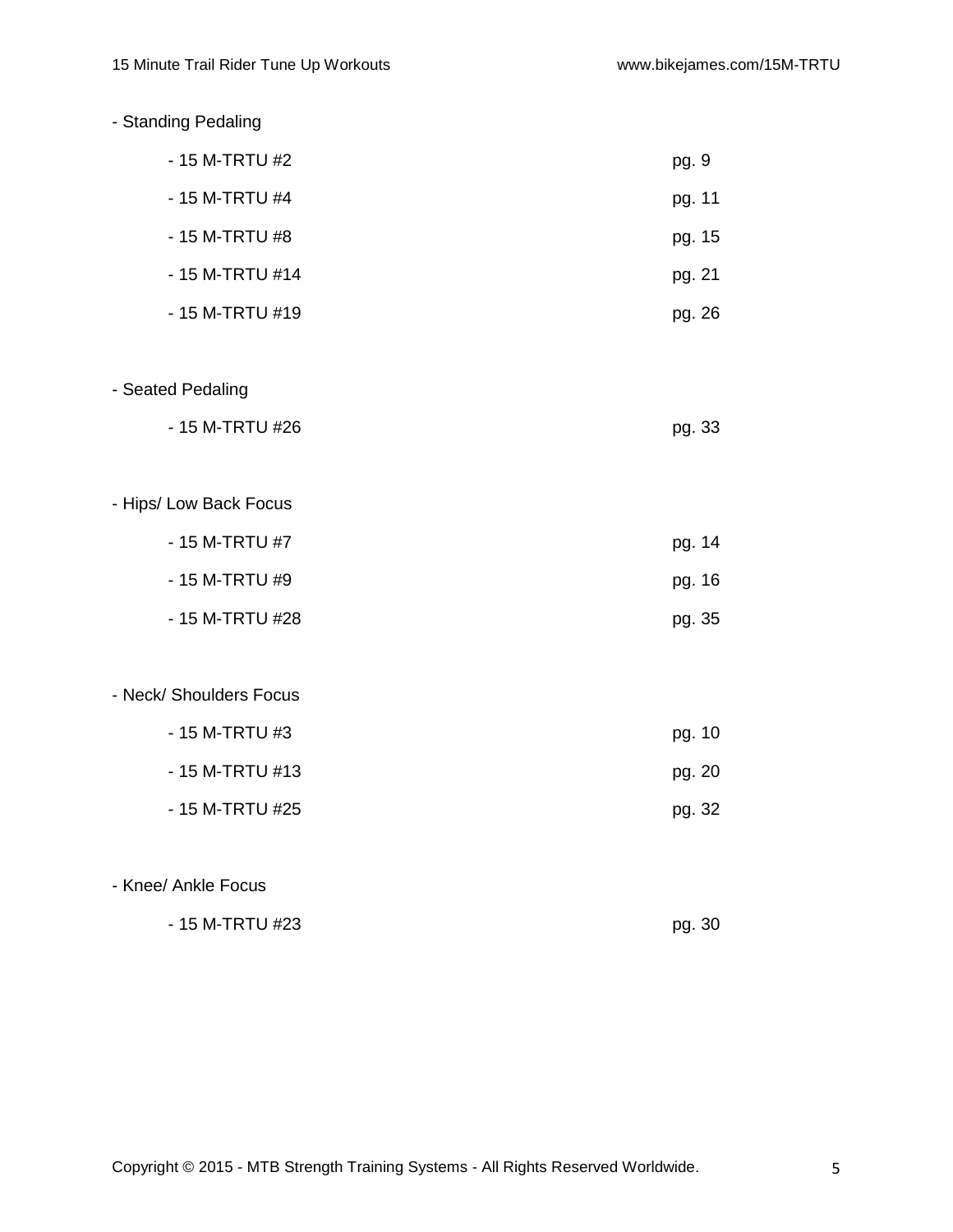- Standing Pedaling
    - 15 M-TRTU #2 pg. 9
    - 15 M-TRTU #4 pg. 11
    - 15 M-TRTU #8 pg. 15
    - 15 M-TRTU #14 pg. 21
    - 15 M-TRTU #19 pg. 26

- Seated Pedaling
    - 15 M-TRTU #26 pg. 33

- Hips/ Low Back Focus
    - 15 M-TRTU #7 pg. 14
    - 15 M-TRTU #9 pg. 16
    - 15 M-TRTU #28 pg. 35

- Neck/ Shoulders Focus
    - 15 M-TRTU #3 pg. 10
    - 15 M-TRTU #13 pg. 20
    - 15 M-TRTU #25 pg. 32

- Knee/ Ankle Focus
    - 15 M-TRTU #23 pg. 30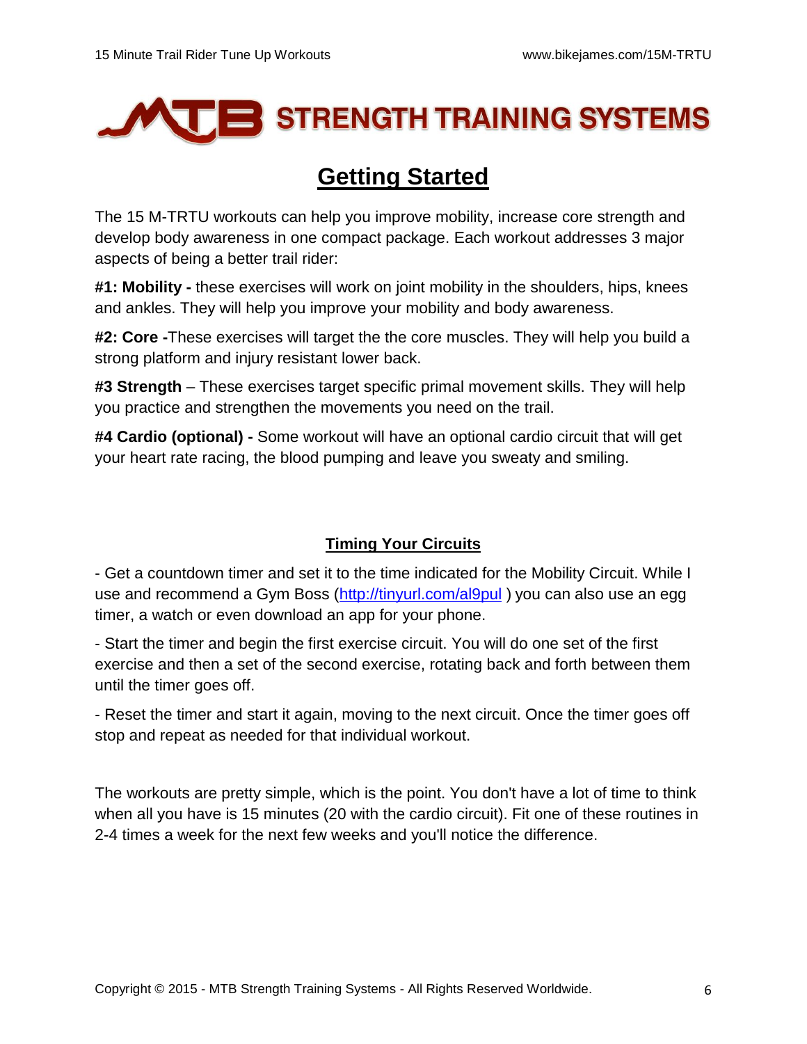# Getting Started

The 15 M-TRTU workouts can help you improve mobility, increase core strength and develop body awareness in one compact package. Each workout addresses 3 major aspects of being a better trail rider:

**#1: Mobility -** these exercises will work on joint mobility in the shoulders, hips, knees and ankles. They will help you improve your mobility and body awareness.

**#2: Core -**These exercises will target the the core muscles. They will help you build a strong platform and injury resistant lower back.

**#3 Strength** – These exercises target specific primal movement skills. They will help you practice and strengthen the movements you need on the trail.

**#4 Cardio (optional) -** Some workout will have an optional cardio circuit that will get your heart rate racing, the blood pumping and leave you sweaty and smiling.

## Timing Your Circuits

- Get a countdown timer and set it to the time indicated for the Mobility Circuit. While I use and recommend a Gym Boss (http://tinyurl.com/al9pul ) you can also use an egg timer, a watch or even download an app for your phone.

- Start the timer and begin the first exercise circuit. You will do one set of the first exercise and then a set of the second exercise, rotating back and forth between them until the timer goes off.

- Reset the timer and start it again, moving to the next circuit. Once the timer goes off stop and repeat as needed for that individual workout.

The workouts are pretty simple, which is the point. You don't have a lot of time to think when all you have is 15 minutes (20 with the cardio circuit). Fit one of these routines in 2-4 times a week for the next few weeks and you'll notice the difference.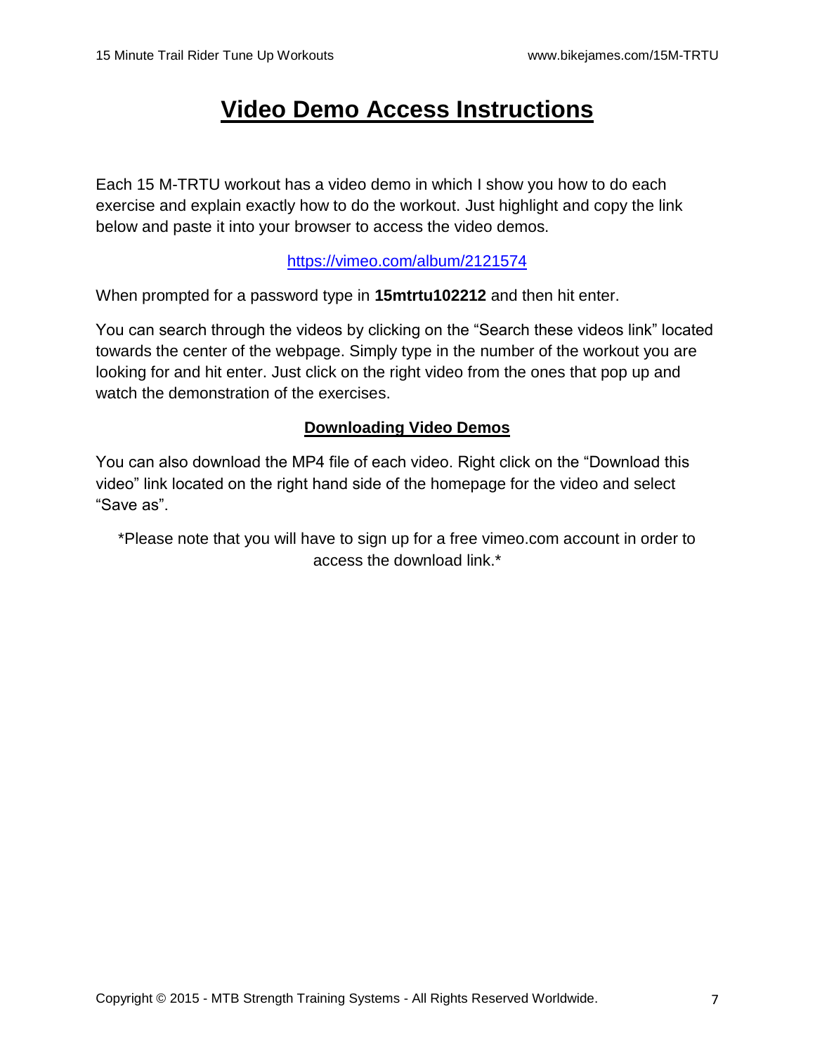# Video Demo Access Instructions

Each 15 M-TRTU workout has a video demo in which I show you how to do each exercise and explain exactly how to do the workout. Just highlight and copy the link below and paste it into your browser to access the video demos.

https://vimeo.com/album/2121574

When prompted for a password type in **15mtrtu102212** and then hit enter.

You can search through the videos by clicking on the "Search these videos link" located towards the center of the webpage. Simply type in the number of the workout you are looking for and hit enter. Just click on the right video from the ones that pop up and watch the demonstration of the exercises.

## Downloading Video Demos

You can also download the MP4 file of each video. Right click on the "Download this video" link located on the right hand side of the homepage for the video and select "Save as".

*Please note that you will have to sign up for a free vimeo.com account in order to access the download link.*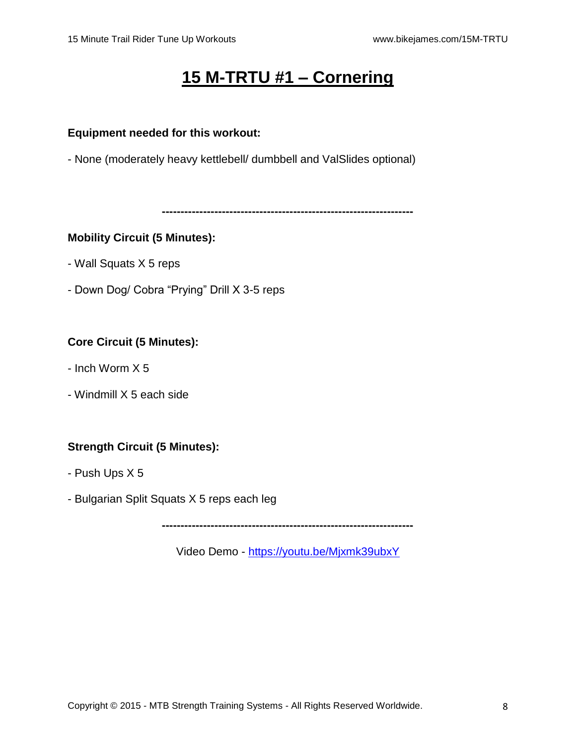# 15 M-TRTU #1 – Cornering

**Equipment needed for this workout:**

- None (moderately heavy kettlebell/ dumbbell and ValSlides optional)

---

**Mobility Circuit (5 Minutes):**

- Wall Squats X 5 reps
- Down Dog/ Cobra "Prying" Drill X 3-5 reps

**Core Circuit (5 Minutes):**

- Inch Worm X 5
- Windmill X 5 each side

**Strength Circuit (5 Minutes):**

- Push Ups X 5
- Bulgarian Split Squats X 5 reps each leg

---

Video Demo - [https://youtu.be/Mjxmk39ubxY](https://youtu.be/Mjxmk39ubxY)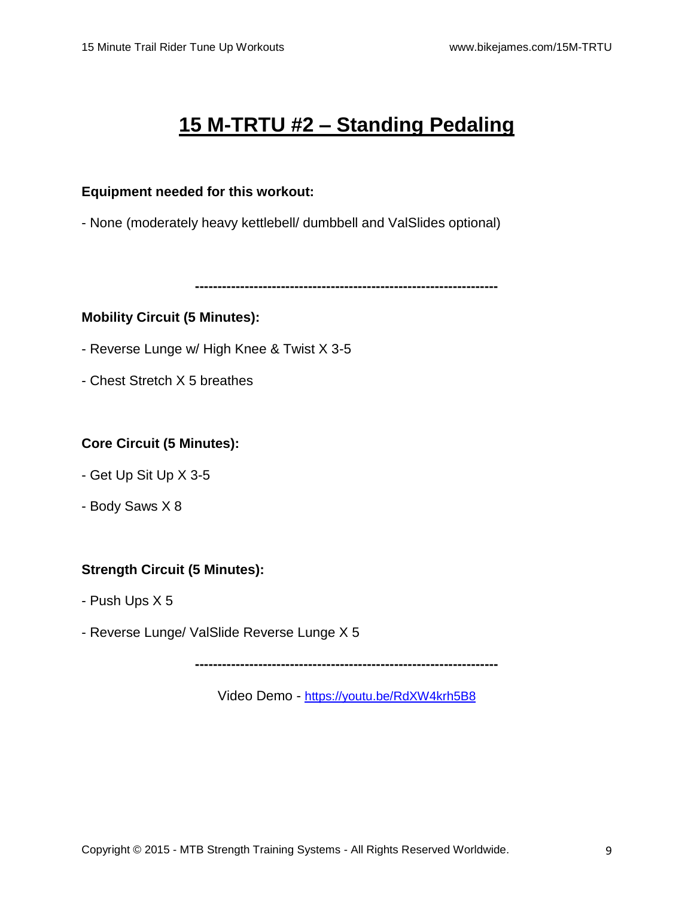# 15 M-TRTU #2 – Standing Pedaling

**Equipment needed for this workout:**

- None (moderately heavy kettlebell/ dumbbell and ValSlides optional)

-----------------------------------------------------------------

**Mobility Circuit (5 Minutes):**

- Reverse Lunge w/ High Knee & Twist X 3-5

- Chest Stretch X 5 breathes

**Core Circuit (5 Minutes):**

- Get Up Sit Up X 3-5

- Body Saws X 8

**Strength Circuit (5 Minutes):**

- Push Ups X 5

- Reverse Lunge/ ValSlide Reverse Lunge X 5

-----------------------------------------------------------------

Video Demo - https://youtu.be/RdXW4krh5B8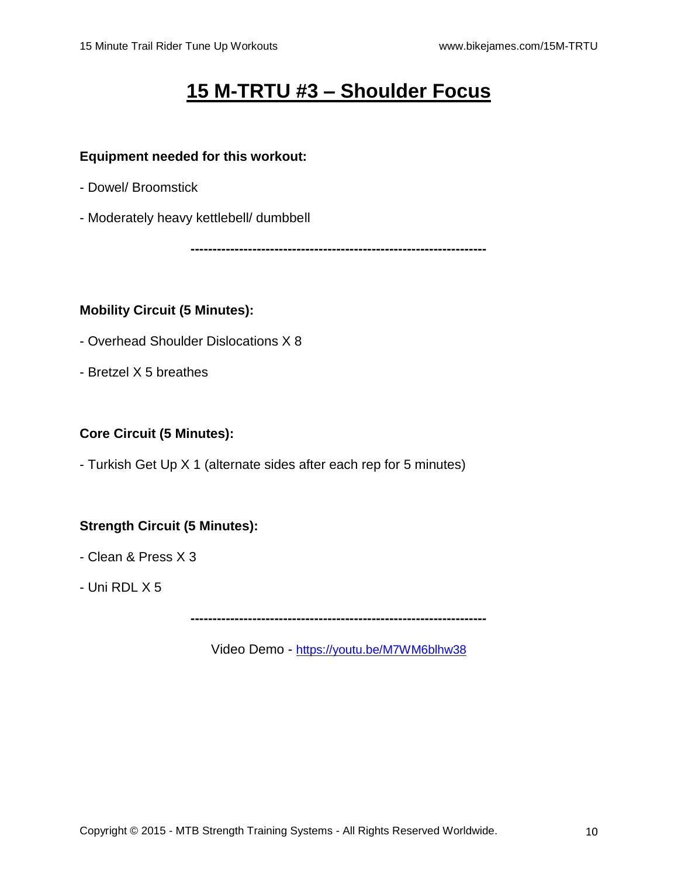# 15 M-TRTU #3 – Shoulder Focus

**Equipment needed for this workout:**

- Dowel/ Broomstick

- Moderately heavy kettlebell/ dumbbell

---

**Mobility Circuit (5 Minutes):**

- Overhead Shoulder Dislocations X 8

- Bretzel X 5 breathes

**Core Circuit (5 Minutes):**

- Turkish Get Up X 1 (alternate sides after each rep for 5 minutes)

**Strength Circuit (5 Minutes):**

- Clean & Press X 3

- Uni RDL X 5

---

Video Demo - https://youtu.be/M7WM6blhw38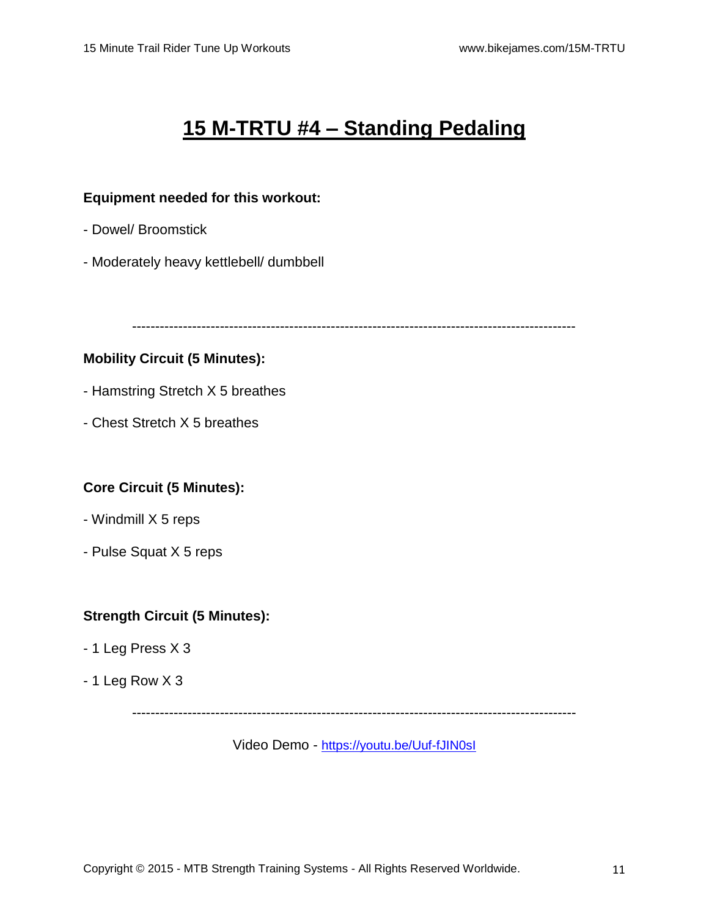# 15 M-TRTU #4 – Standing Pedaling

**Equipment needed for this workout:**

- Dowel/ Broomstick
- Moderately heavy kettlebell/ dumbbell

---

**Mobility Circuit (5 Minutes):**

- Hamstring Stretch X 5 breathes
- Chest Stretch X 5 breathes

**Core Circuit (5 Minutes):**

- Windmill X 5 reps
- Pulse Squat X 5 reps

**Strength Circuit (5 Minutes):**

- 1 Leg Press X 3
- 1 Leg Row X 3

---

Video Demo - https://youtu.be/Uuf-fJIN0sI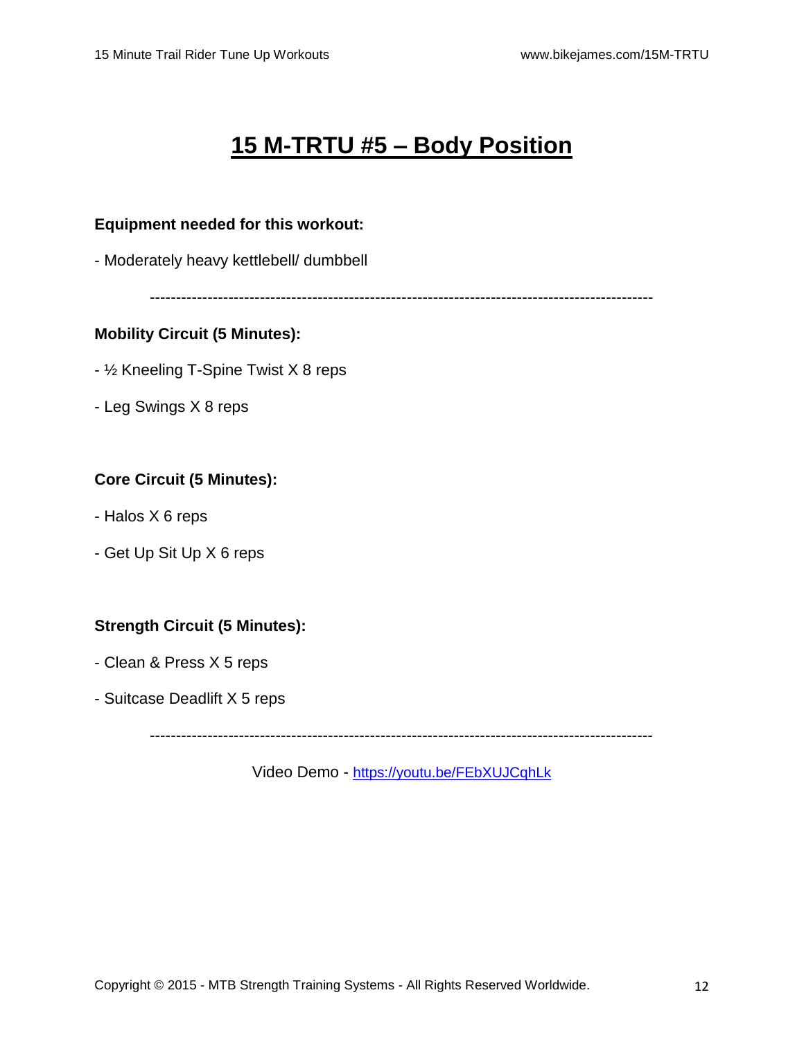# 15 M-TRTU #5 – Body Position

**Equipment needed for this workout:**

- Moderately heavy kettlebell/ dumbbell

---

**Mobility Circuit (5 Minutes):**

- ½ Kneeling T-Spine Twist X 8 reps
- Leg Swings X 8 reps

**Core Circuit (5 Minutes):**

- Halos X 6 reps
- Get Up Sit Up X 6 reps

**Strength Circuit (5 Minutes):**

- Clean & Press X 5 reps
- Suitcase Deadlift X 5 reps

---

Video Demo - [https://youtu.be/FEbXUJCqhLk](https://youtu.be/FEbXUJCqhLk)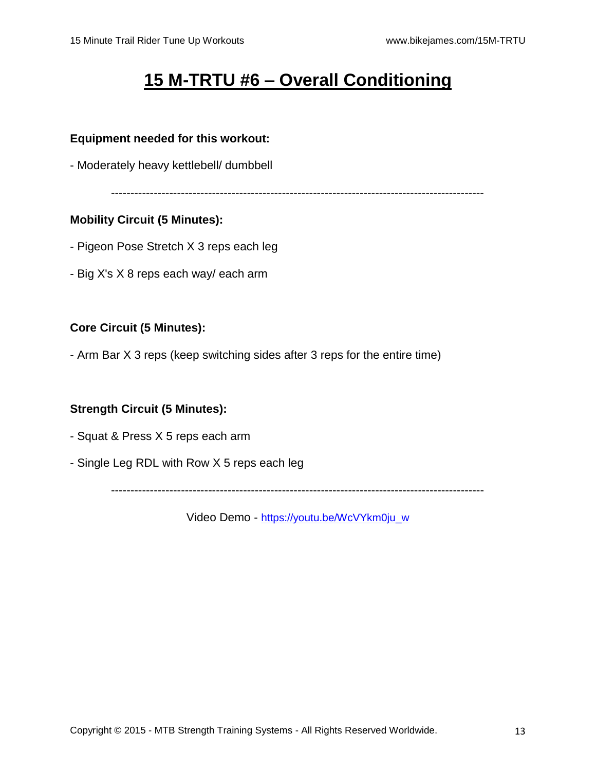# 15 M-TRTU #6 – Overall Conditioning

**Equipment needed for this workout:**

- Moderately heavy kettlebell/ dumbbell

---

**Mobility Circuit (5 Minutes):**

- Pigeon Pose Stretch X 3 reps each leg
- Big X's X 8 reps each way/ each arm

**Core Circuit (5 Minutes):**

- Arm Bar X 3 reps (keep switching sides after 3 reps for the entire time)

**Strength Circuit (5 Minutes):**

- Squat & Press X 5 reps each arm
- Single Leg RDL with Row X 5 reps each leg

---

Video Demo - [https://youtu.be/WcVYkm0ju_w](https://youtu.be/WcVYkm0ju_w)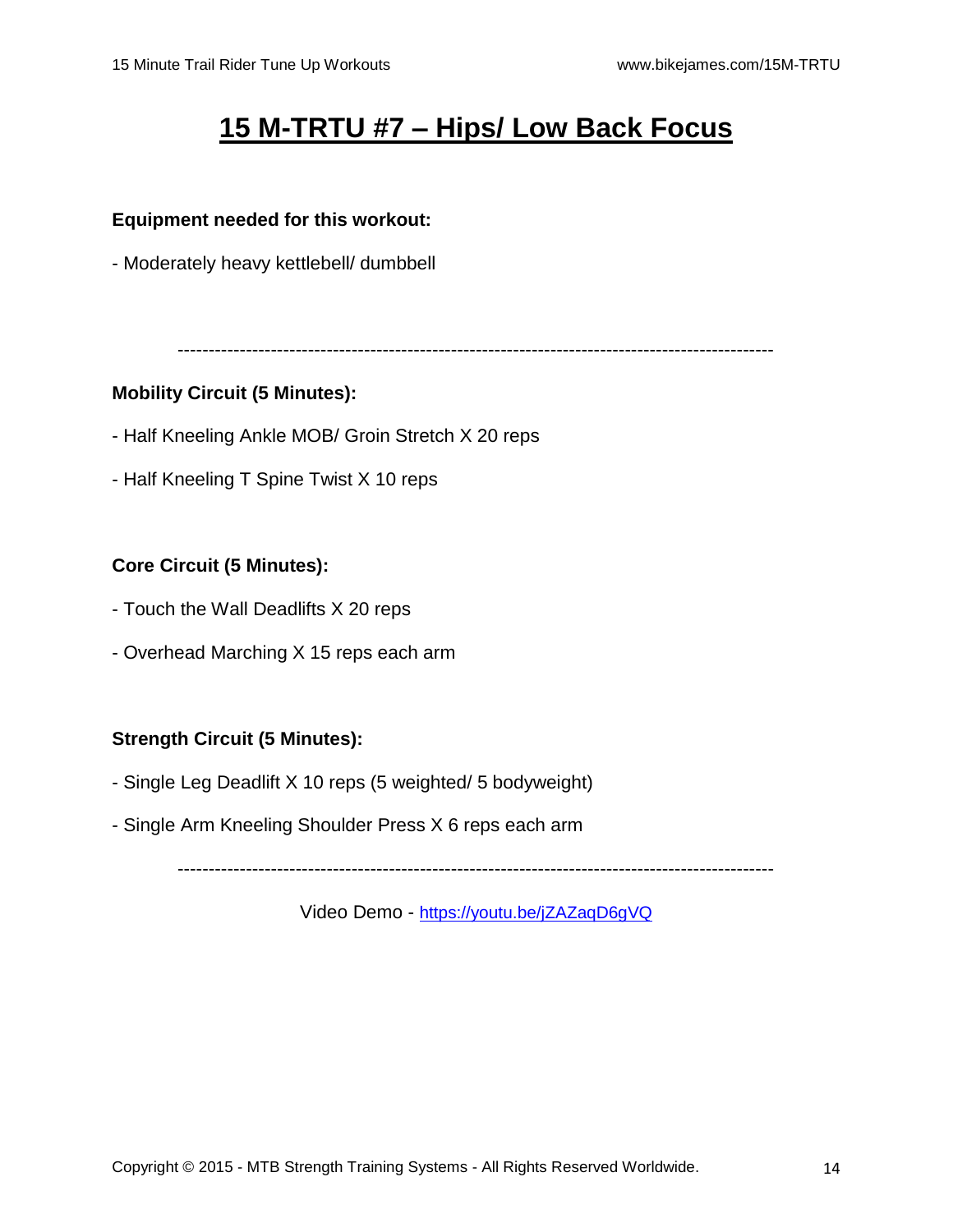# 15 M-TRTU #7 – Hips/ Low Back Focus

**Equipment needed for this workout:**

- Moderately heavy kettlebell/ dumbbell

---

**Mobility Circuit (5 Minutes):**

- Half Kneeling Ankle MOB/ Groin Stretch X 20 reps
- Half Kneeling T Spine Twist X 10 reps

**Core Circuit (5 Minutes):**

- Touch the Wall Deadlifts X 20 reps
- Overhead Marching X 15 reps each arm

**Strength Circuit (5 Minutes):**

- Single Leg Deadlift X 10 reps (5 weighted/ 5 bodyweight)
- Single Arm Kneeling Shoulder Press X 6 reps each arm

---

Video Demo - https://youtu.be/jZAZaqD6gVQ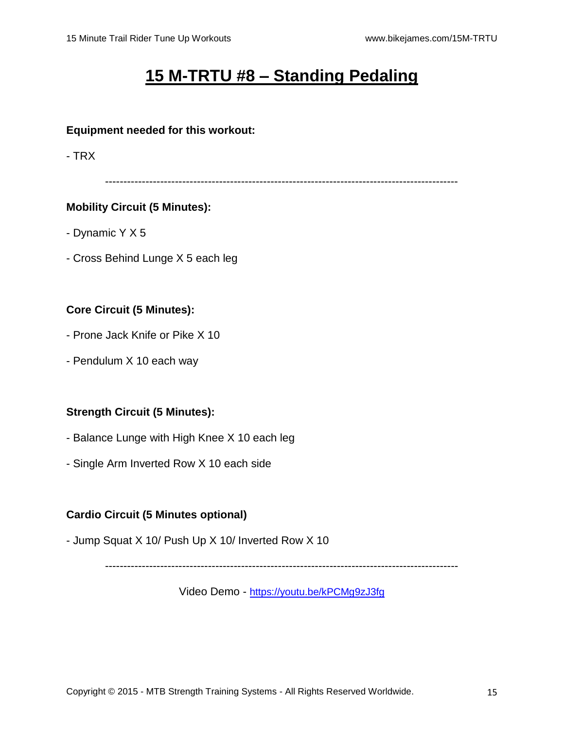# 15 M-TRTU #8 – Standing Pedaling

**Equipment needed for this workout:**

- TRX

---

**Mobility Circuit (5 Minutes):**

- Dynamic Y X 5
- Cross Behind Lunge X 5 each leg

**Core Circuit (5 Minutes):**

- Prone Jack Knife or Pike X 10
- Pendulum X 10 each way

**Strength Circuit (5 Minutes):**

- Balance Lunge with High Knee X 10 each leg
- Single Arm Inverted Row X 10 each side

**Cardio Circuit (5 Minutes optional)**

- Jump Squat X 10/ Push Up X 10/ Inverted Row X 10

---

Video Demo - [https://youtu.be/kPCMg9zJ3fg](https://youtu.be/kPCMg9zJ3fg)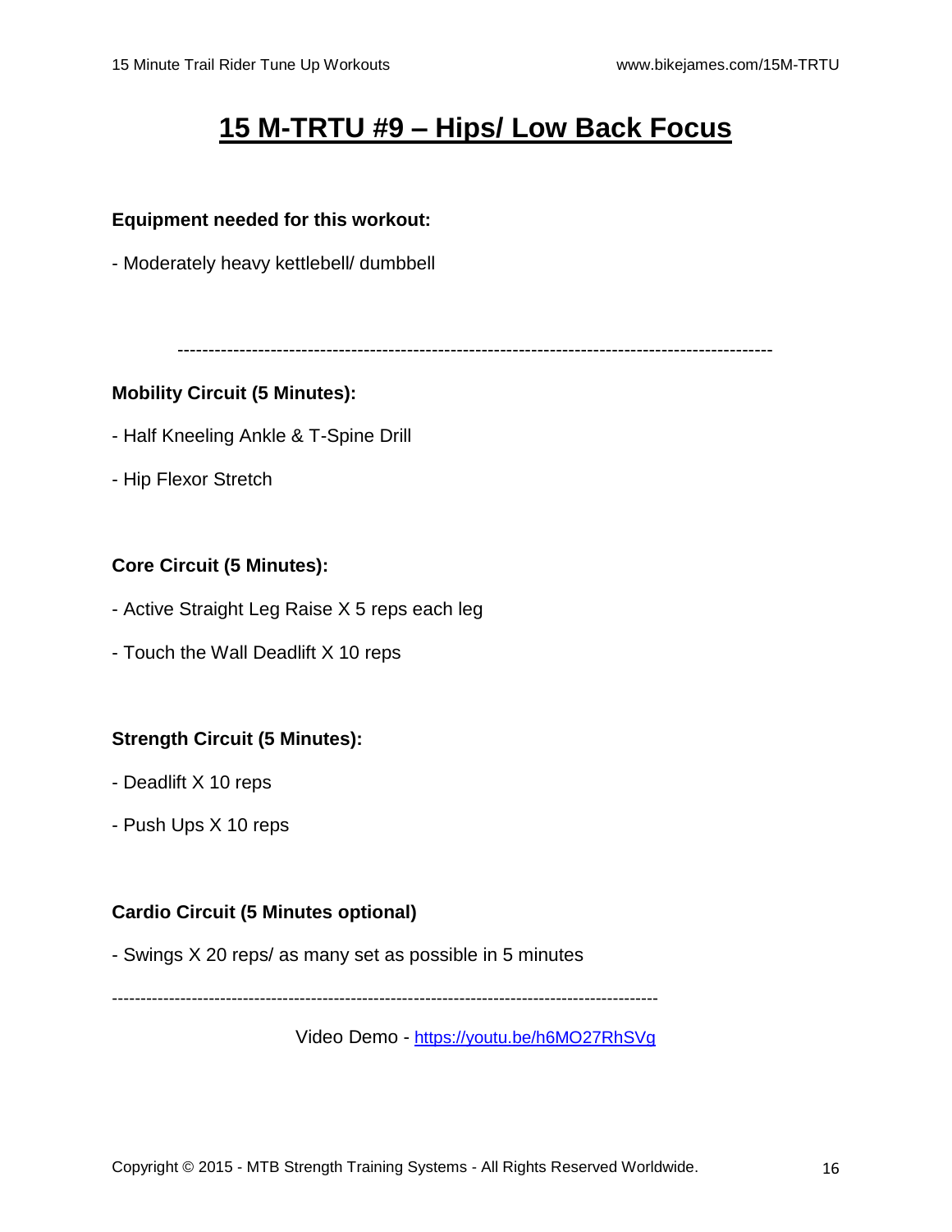# 15 M-TRTU #9 – Hips/ Low Back Focus

**Equipment needed for this workout:**

- Moderately heavy kettlebell/ dumbbell

---

**Mobility Circuit (5 Minutes):**

- Half Kneeling Ankle & T-Spine Drill
- Hip Flexor Stretch

**Core Circuit (5 Minutes):**

- Active Straight Leg Raise X 5 reps each leg
- Touch the Wall Deadlift X 10 reps

**Strength Circuit (5 Minutes):**

- Deadlift X 10 reps
- Push Ups X 10 reps

**Cardio Circuit (5 Minutes optional)**

- Swings X 20 reps/ as many set as possible in 5 minutes

---

Video Demo - https://youtu.be/h6MO27RhSVg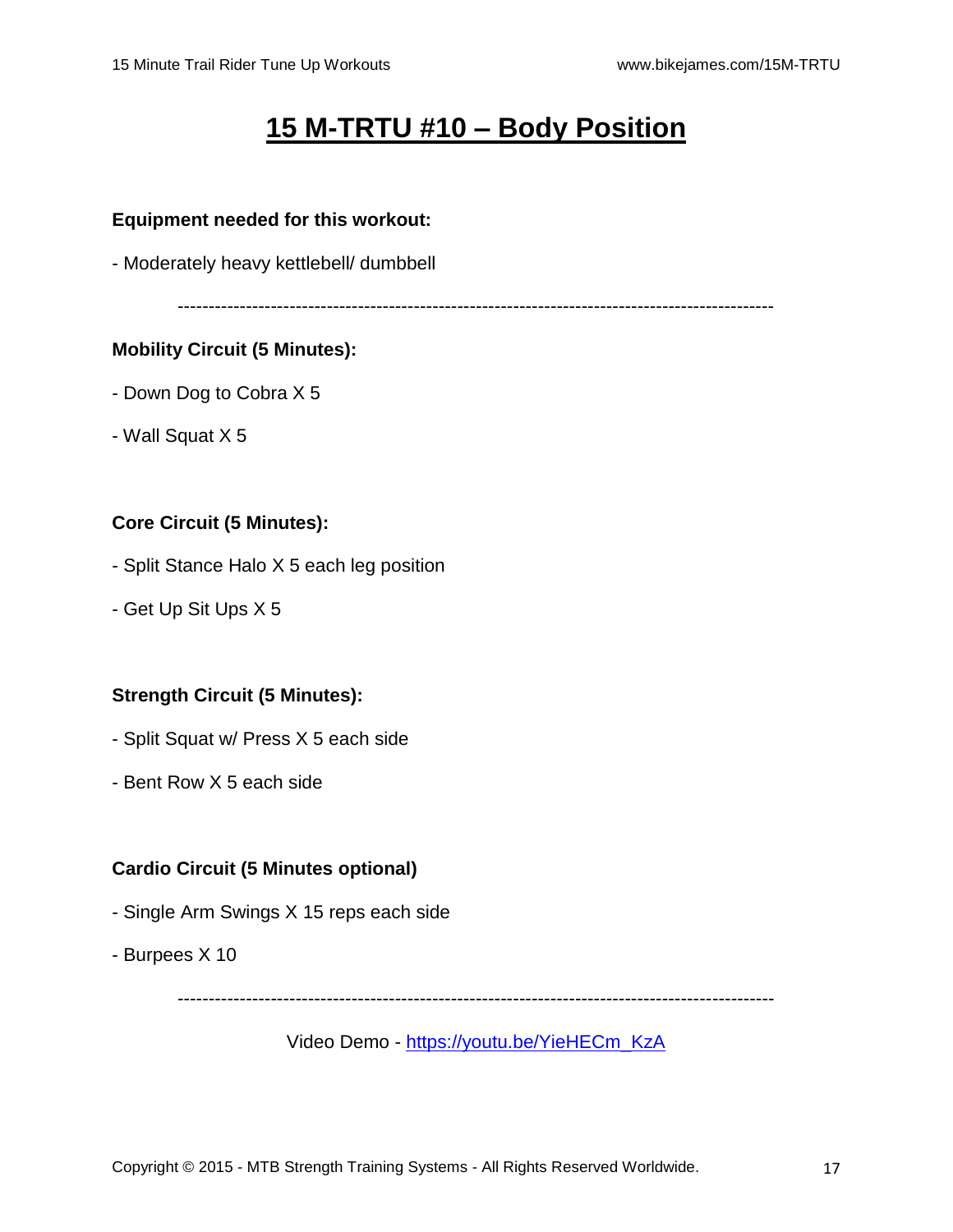# 15 M-TRTU #10 – Body Position

**Equipment needed for this workout:**

- Moderately heavy kettlebell/ dumbbell

---

**Mobility Circuit (5 Minutes):**

- Down Dog to Cobra X 5
- Wall Squat X 5

**Core Circuit (5 Minutes):**

- Split Stance Halo X 5 each leg position
- Get Up Sit Ups X 5

**Strength Circuit (5 Minutes):**

- Split Squat w/ Press X 5 each side
- Bent Row X 5 each side

**Cardio Circuit (5 Minutes optional)**

- Single Arm Swings X 15 reps each side
- Burpees X 10

---

Video Demo - [https://youtu.be/YieHECm_KzA](https://youtu.be/YieHECm_KzA)

Copyright © 2015 - MTB Strength Training Systems - All Rights Reserved Worldwide.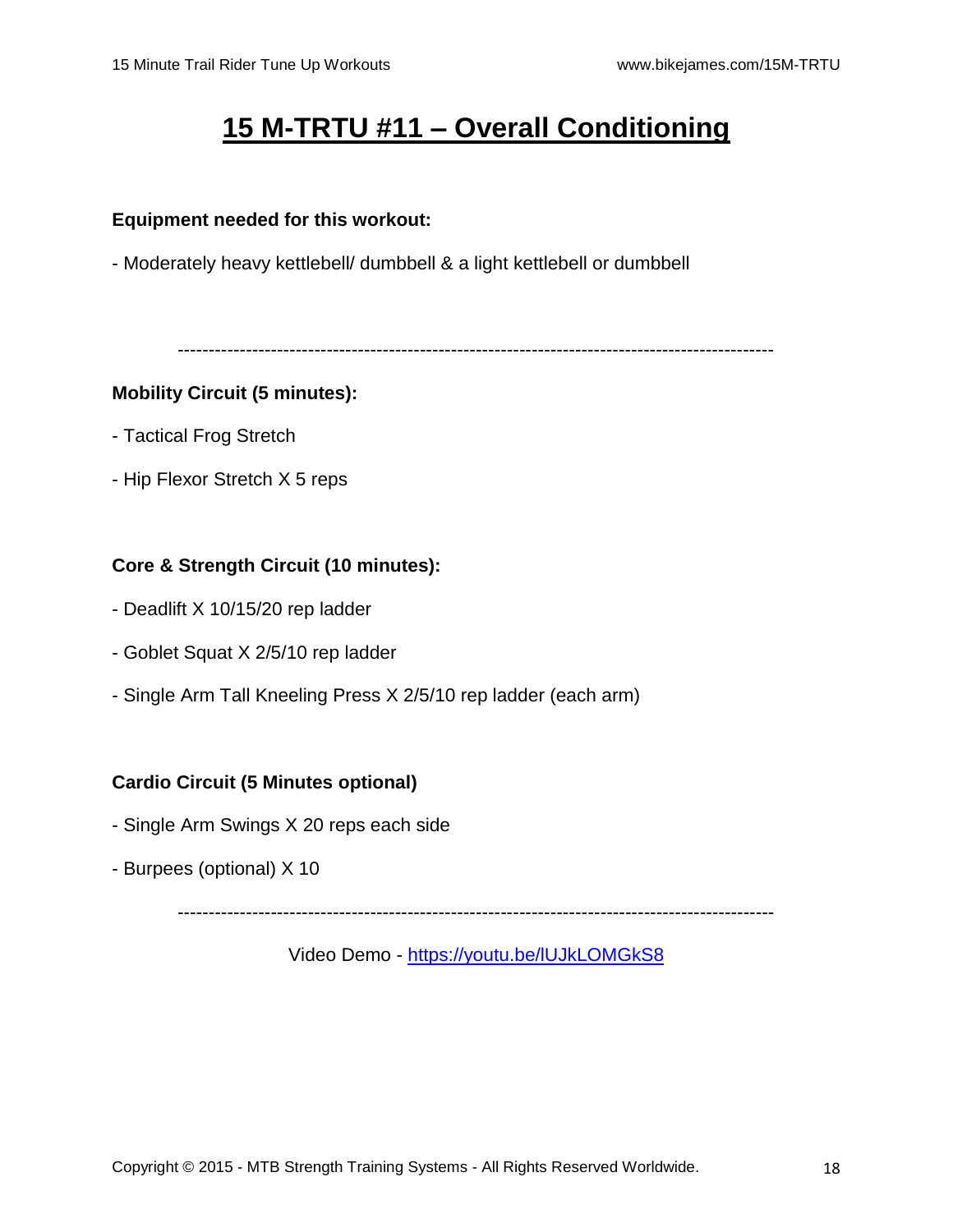# 15 M-TRTU #11 – Overall Conditioning

**Equipment needed for this workout:**

- Moderately heavy kettlebell/ dumbbell & a light kettlebell or dumbbell

---

**Mobility Circuit (5 minutes):**

- Tactical Frog Stretch
- Hip Flexor Stretch X 5 reps

**Core & Strength Circuit (10 minutes):**

- Deadlift X 10/15/20 rep ladder
- Goblet Squat X 2/5/10 rep ladder
- Single Arm Tall Kneeling Press X 2/5/10 rep ladder (each arm)

**Cardio Circuit (5 Minutes optional)**

- Single Arm Swings X 20 reps each side
- Burpees (optional) X 10

---

Video Demo - [https://youtu.be/lUJkLOMGkS8](https://youtu.be/lUJkLOMGkS8)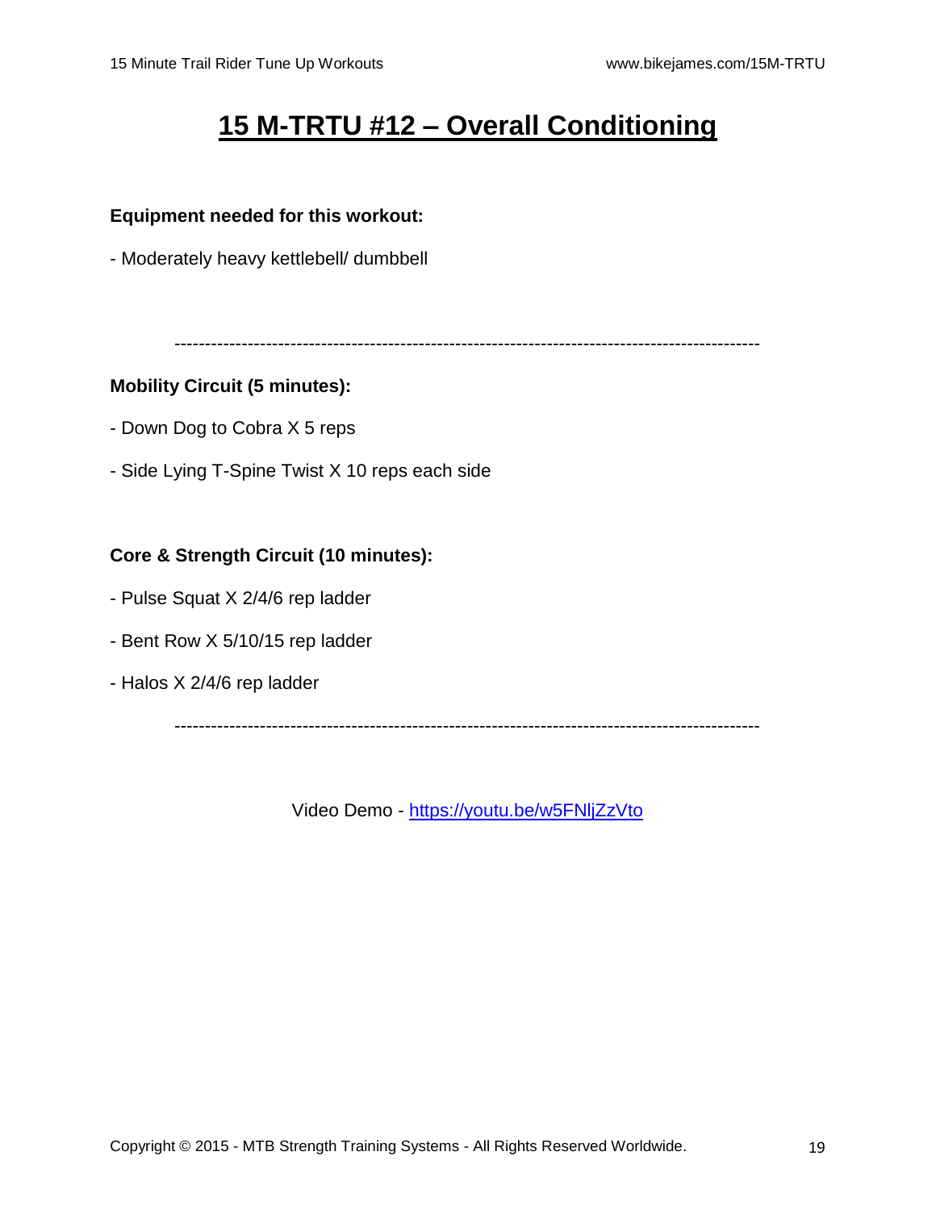# 15 M-TRTU #12 – Overall Conditioning

**Equipment needed for this workout:**

- Moderately heavy kettlebell/ dumbbell

---

**Mobility Circuit (5 minutes):**

- Down Dog to Cobra X 5 reps
- Side Lying T-Spine Twist X 10 reps each side

**Core & Strength Circuit (10 minutes):**

- Pulse Squat X 2/4/6 rep ladder
- Bent Row X 5/10/15 rep ladder
- Halos X 2/4/6 rep ladder

---

Video Demo - [https://youtu.be/w5FNljZzVto](https://youtu.be/w5FNljZzVto)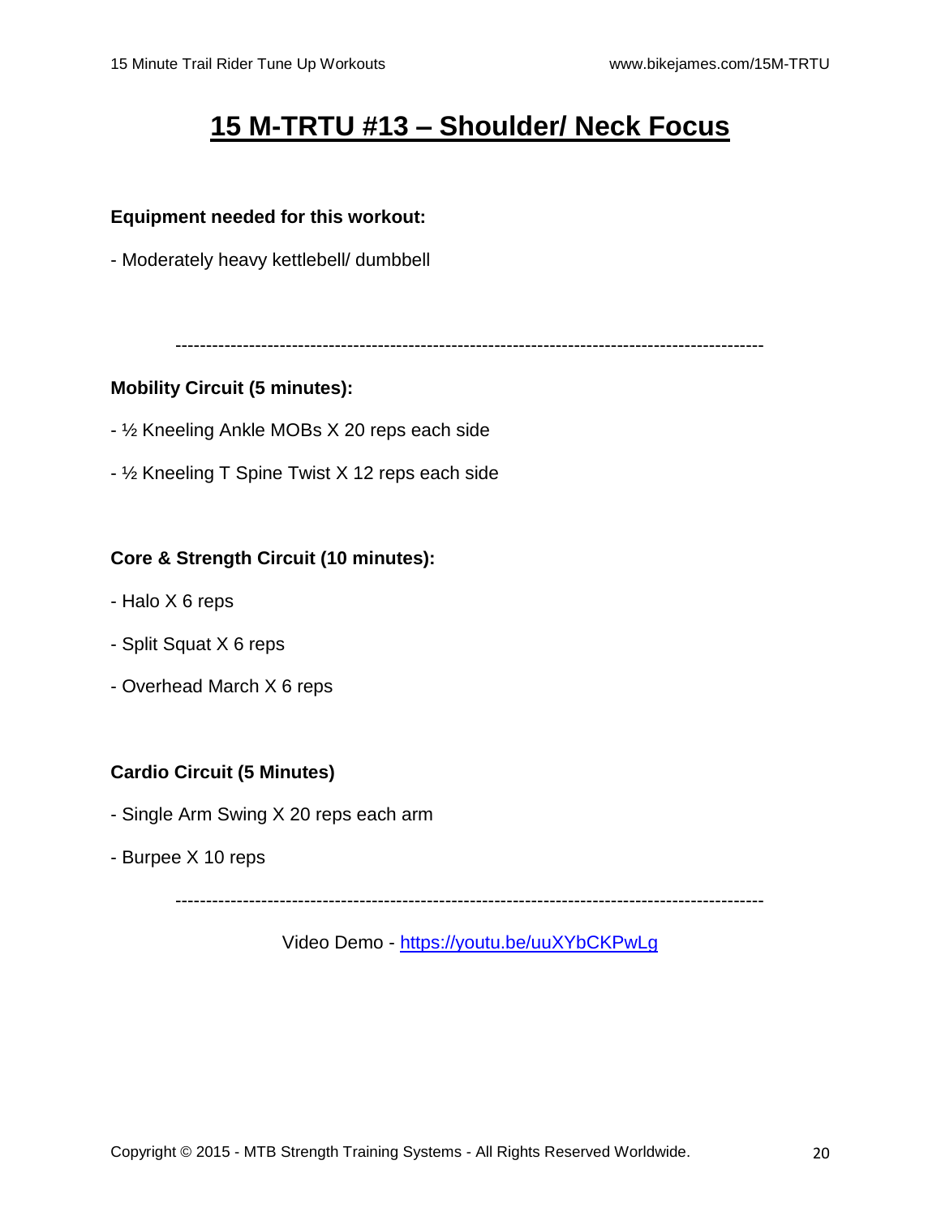# 15 M-TRTU #13 – Shoulder/ Neck Focus

**Equipment needed for this workout:**

- Moderately heavy kettlebell/ dumbbell

---

**Mobility Circuit (5 minutes):**

- ½ Kneeling Ankle MOBs X 20 reps each side
- ½ Kneeling T Spine Twist X 12 reps each side

**Core & Strength Circuit (10 minutes):**

- Halo X 6 reps
- Split Squat X 6 reps
- Overhead March X 6 reps

**Cardio Circuit (5 Minutes)**

- Single Arm Swing X 20 reps each arm
- Burpee X 10 reps

---

Video Demo - [https://youtu.be/uuXYbCKPwLg](https://youtu.be/uuXYbCKPwLg)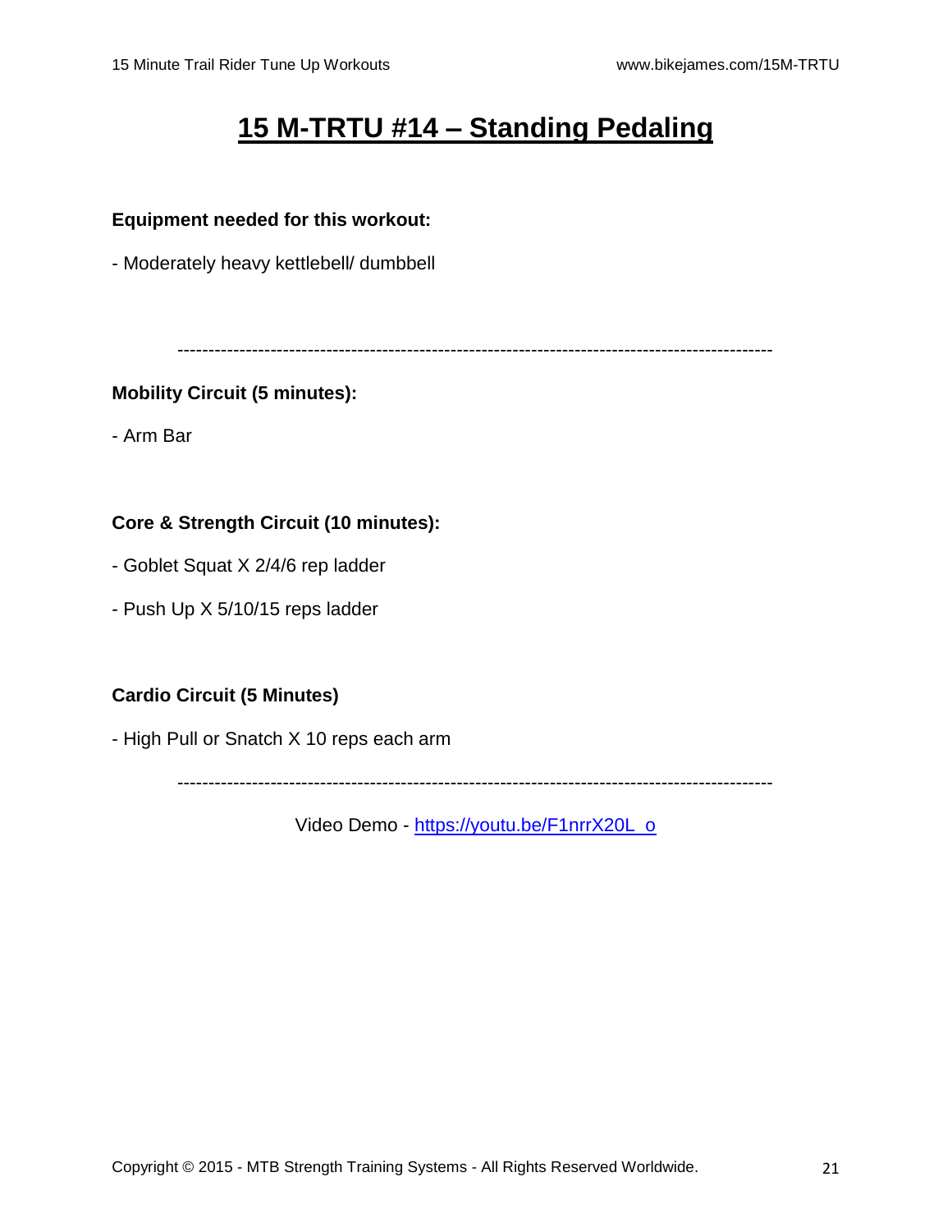# 15 M-TRTU #14 – Standing Pedaling

**Equipment needed for this workout:**

- Moderately heavy kettlebell/ dumbbell

---

**Mobility Circuit (5 minutes):**

- Arm Bar

**Core & Strength Circuit (10 minutes):**

- Goblet Squat X 2/4/6 rep ladder
- Push Up X 5/10/15 reps ladder

**Cardio Circuit (5 Minutes)**

- High Pull or Snatch X 10 reps each arm

---

Video Demo - [https://youtu.be/F1nrrX20L_o](https://youtu.be/F1nrrX20L_o)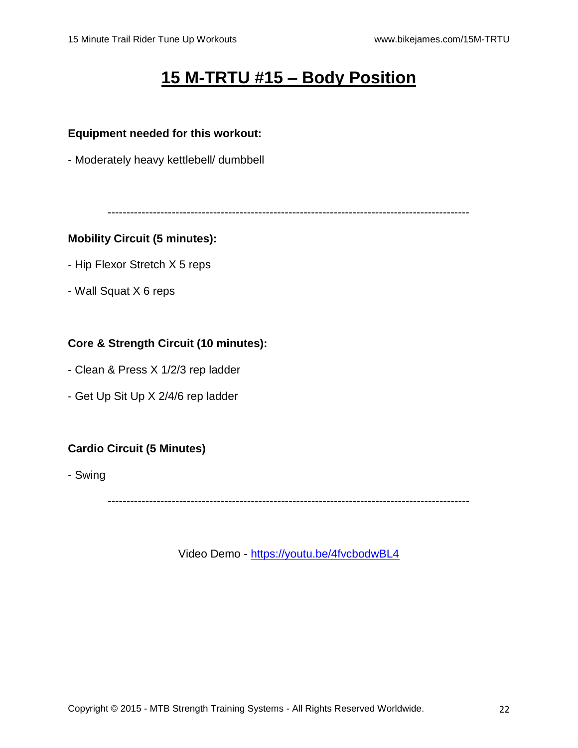# 15 M-TRTU #15 – Body Position

**Equipment needed for this workout:**

- Moderately heavy kettlebell/ dumbbell

---

**Mobility Circuit (5 minutes):**

- Hip Flexor Stretch X 5 reps
- Wall Squat X 6 reps

**Core & Strength Circuit (10 minutes):**

- Clean & Press X 1/2/3 rep ladder
- Get Up Sit Up X 2/4/6 rep ladder

**Cardio Circuit (5 Minutes)**

- Swing

---

Video Demo - [https://youtu.be/4fvcbodwBL4](https://youtu.be/4fvcbodwBL4)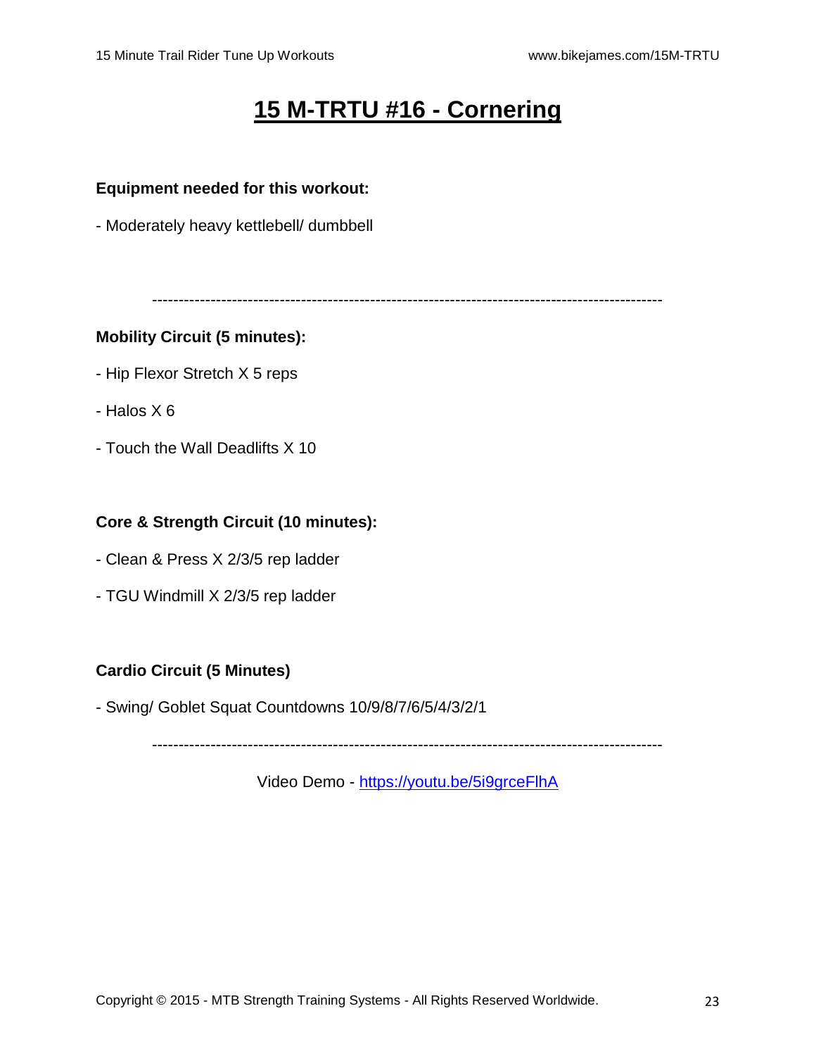# 15 M-TRTU #16 - Cornering

**Equipment needed for this workout:**

- Moderately heavy kettlebell/ dumbbell

---

**Mobility Circuit (5 minutes):**

- Hip Flexor Stretch X 5 reps
- Halos X 6
- Touch the Wall Deadlifts X 10

**Core & Strength Circuit (10 minutes):**

- Clean & Press X 2/3/5 rep ladder
- TGU Windmill X 2/3/5 rep ladder

**Cardio Circuit (5 Minutes)**

- Swing/ Goblet Squat Countdowns 10/9/8/7/6/5/4/3/2/1

---

Video Demo - [https://youtu.be/5i9grceFlhA](https://youtu.be/5i9grceFlhA)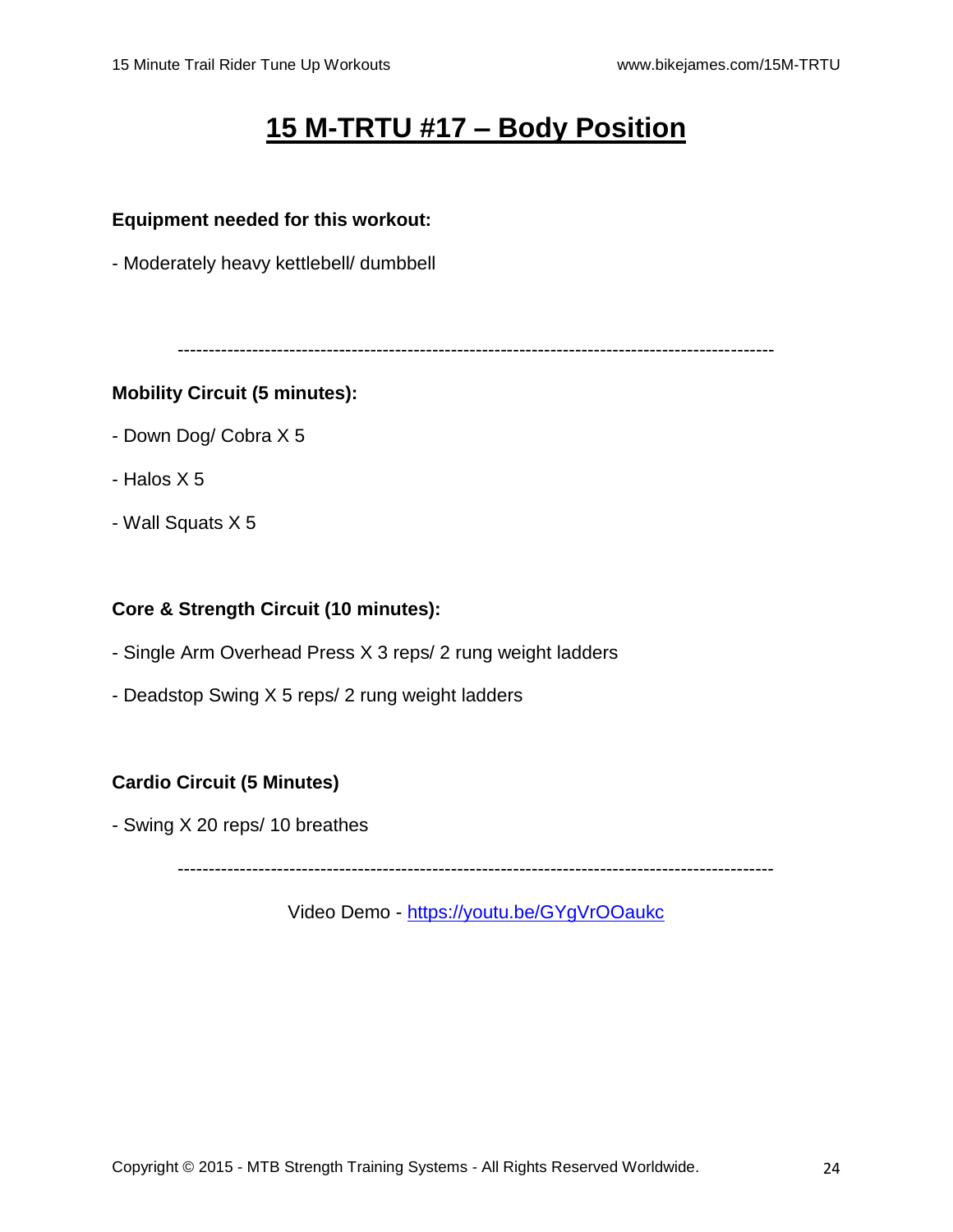# 15 M-TRTU #17 – Body Position

**Equipment needed for this workout:**

- Moderately heavy kettlebell/ dumbbell

---

**Mobility Circuit (5 minutes):**

- Down Dog/ Cobra X 5
- Halos X 5
- Wall Squats X 5

**Core & Strength Circuit (10 minutes):**

- Single Arm Overhead Press X 3 reps/ 2 rung weight ladders
- Deadstop Swing X 5 reps/ 2 rung weight ladders

**Cardio Circuit (5 Minutes)**

- Swing X 20 reps/ 10 breathes

---

Video Demo - [https://youtu.be/GYgVrOOaukc](https://youtu.be/GYgVrOOaukc)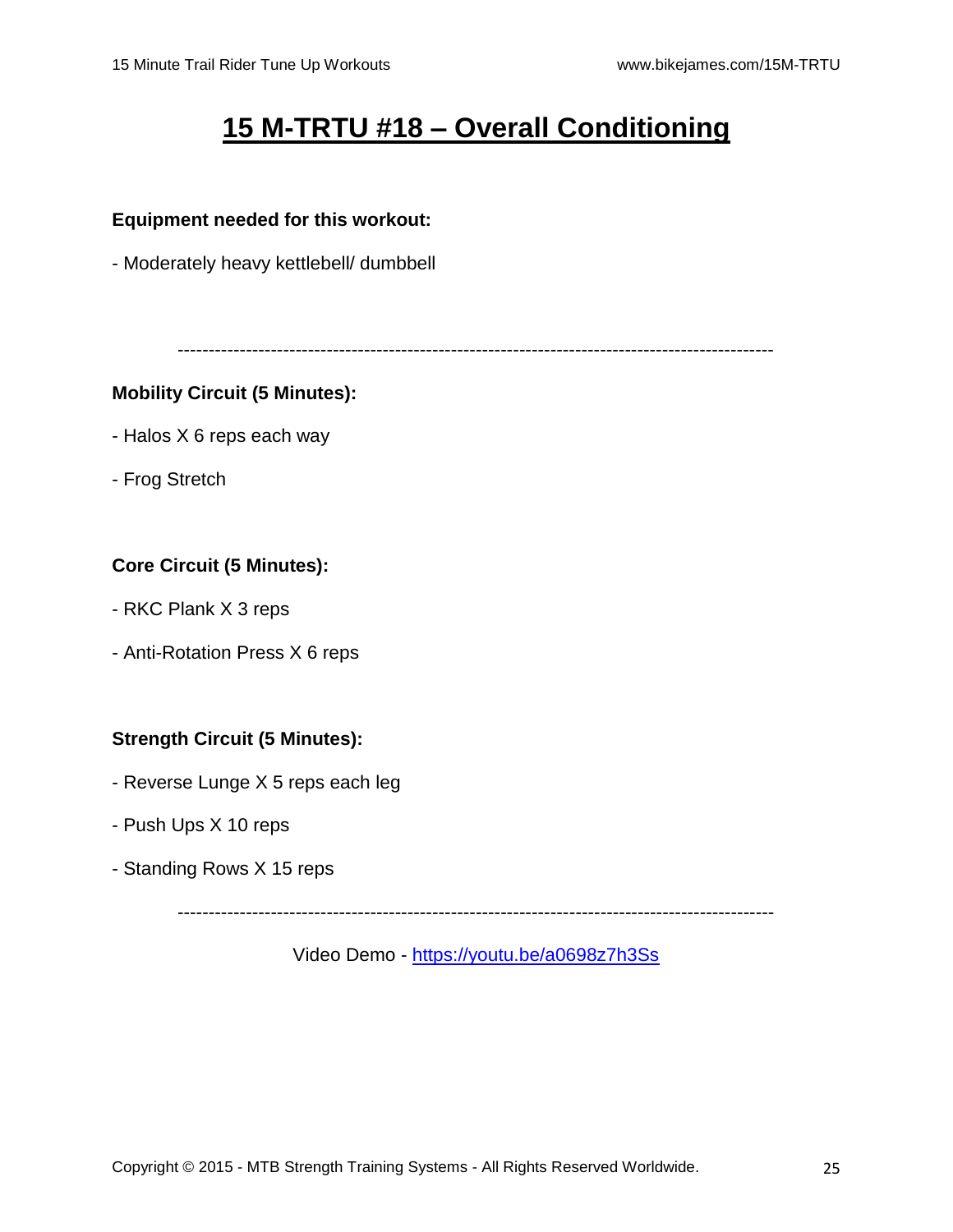# 15 M-TRTU #18 – Overall Conditioning

**Equipment needed for this workout:**

- Moderately heavy kettlebell/ dumbbell

---

**Mobility Circuit (5 Minutes):**

- Halos X 6 reps each way
- Frog Stretch

**Core Circuit (5 Minutes):**

- RKC Plank X 3 reps
- Anti-Rotation Press X 6 reps

**Strength Circuit (5 Minutes):**

- Reverse Lunge X 5 reps each leg
- Push Ups X 10 reps
- Standing Rows X 15 reps

---

Video Demo - [https://youtu.be/a0698z7h3Ss](https://youtu.be/a0698z7h3Ss)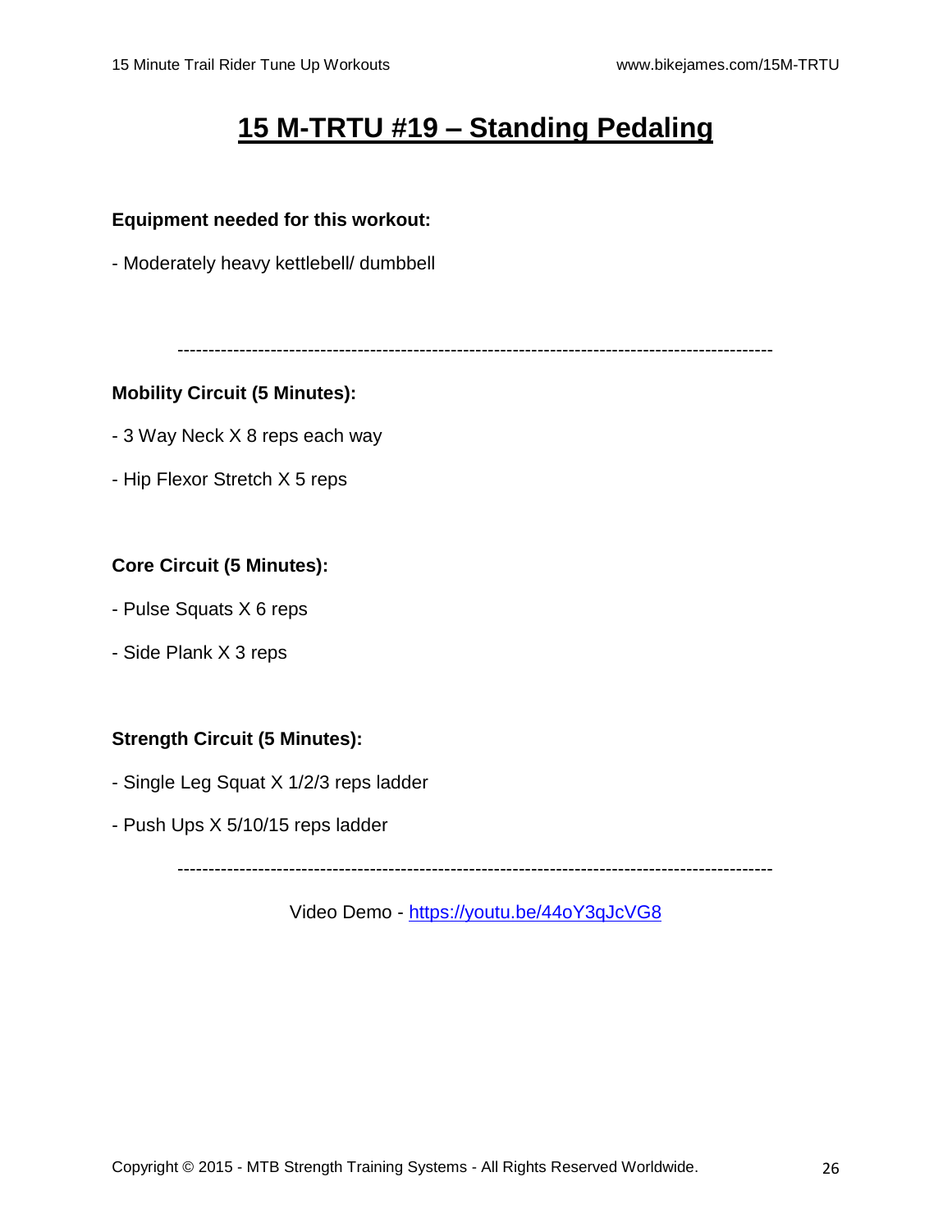# 15 M-TRTU #19 – Standing Pedaling

**Equipment needed for this workout:**

- Moderately heavy kettlebell/ dumbbell

---

**Mobility Circuit (5 Minutes):**

- 3 Way Neck X 8 reps each way
- Hip Flexor Stretch X 5 reps

**Core Circuit (5 Minutes):**

- Pulse Squats X 6 reps
- Side Plank X 3 reps

**Strength Circuit (5 Minutes):**

- Single Leg Squat X 1/2/3 reps ladder
- Push Ups X 5/10/15 reps ladder

---

Video Demo - [https://youtu.be/44oY3qJcVG8](https://youtu.be/44oY3qJcVG8)

Copyright © 2015 - MTB Strength Training Systems - All Rights Reserved Worldwide.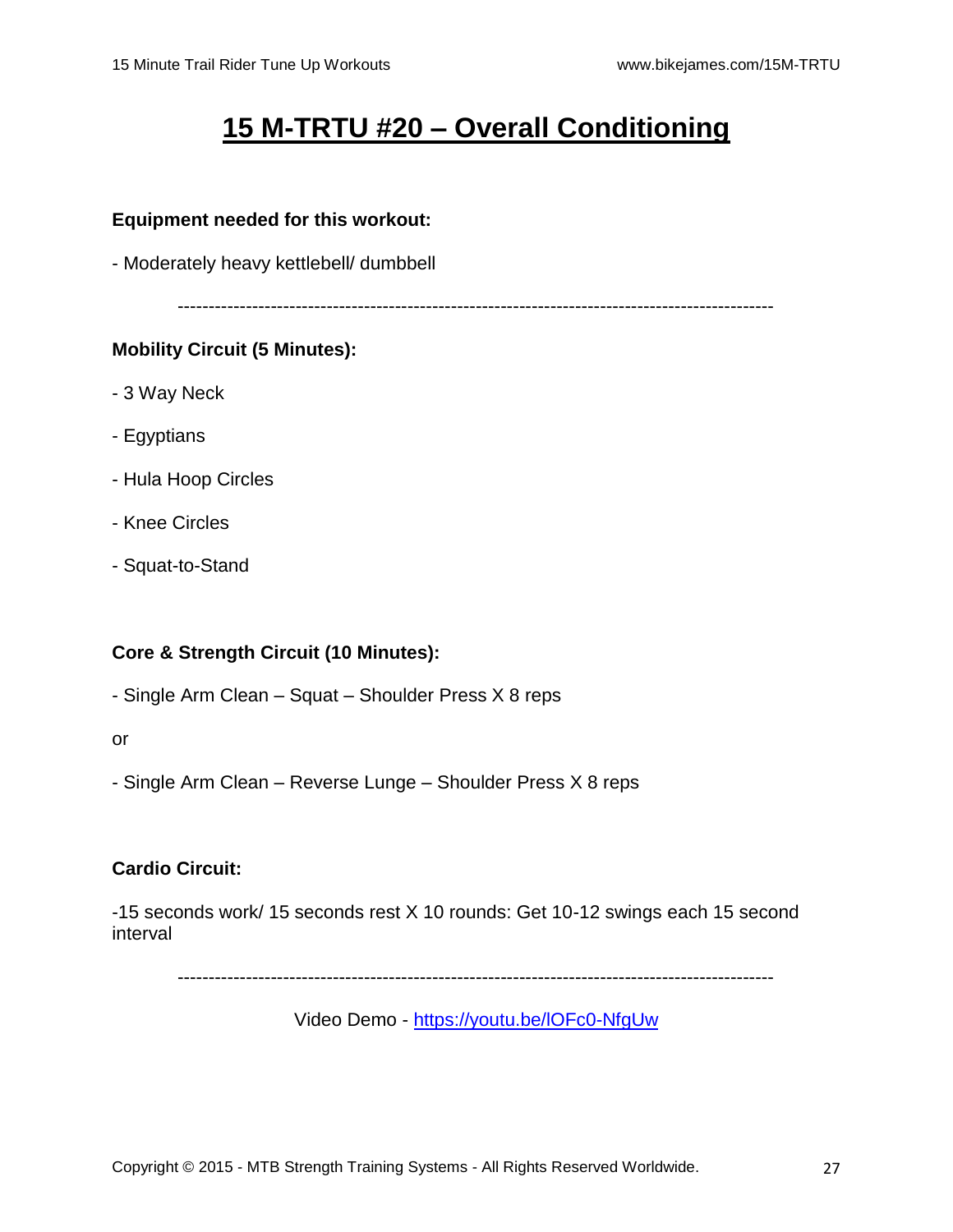# 15 M-TRTU #20 – Overall Conditioning

**Equipment needed for this workout:**

- Moderately heavy kettlebell/ dumbbell

---

**Mobility Circuit (5 Minutes):**

- 3 Way Neck
- Egyptians
- Hula Hoop Circles
- Knee Circles
- Squat-to-Stand

**Core & Strength Circuit (10 Minutes):**

- Single Arm Clean – Squat – Shoulder Press X 8 reps

or

- Single Arm Clean – Reverse Lunge – Shoulder Press X 8 reps

**Cardio Circuit:**

-15 seconds work/ 15 seconds rest X 10 rounds: Get 10-12 swings each 15 second interval

---

Video Demo - [https://youtu.be/lOFc0-NfgUw](https://youtu.be/lOFc0-NfgUw)

Copyright © 2015 - MTB Strength Training Systems - All Rights Reserved Worldwide.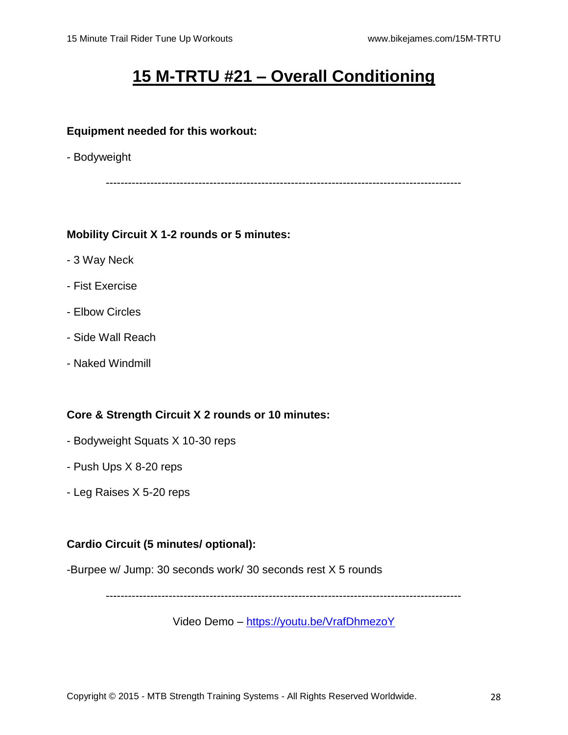# 15 M-TRTU #21 – Overall Conditioning

**Equipment needed for this workout:**

- Bodyweight

---

**Mobility Circuit X 1-2 rounds or 5 minutes:**

- 3 Way Neck
- Fist Exercise
- Elbow Circles
- Side Wall Reach
- Naked Windmill

**Core & Strength Circuit X 2 rounds or 10 minutes:**

- Bodyweight Squats X 10-30 reps
- Push Ups X 8-20 reps
- Leg Raises X 5-20 reps

**Cardio Circuit (5 minutes/ optional):**

-Burpee w/ Jump: 30 seconds work/ 30 seconds rest X 5 rounds

---

Video Demo – https://youtu.be/VrafDhmezoY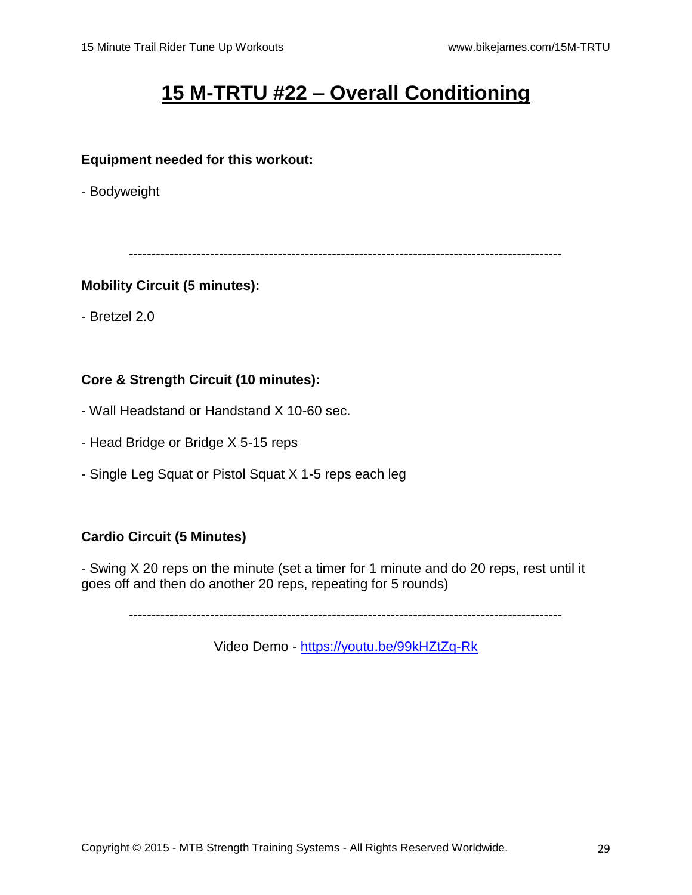# 15 M-TRTU #22 – Overall Conditioning

**Equipment needed for this workout:**

- Bodyweight

---

**Mobility Circuit (5 minutes):**

- Bretzel 2.0

**Core & Strength Circuit (10 minutes):**

- Wall Headstand or Handstand X 10-60 sec.

- Head Bridge or Bridge X 5-15 reps

- Single Leg Squat or Pistol Squat X 1-5 reps each leg

**Cardio Circuit (5 Minutes)**

- Swing X 20 reps on the minute (set a timer for 1 minute and do 20 reps, rest until it goes off and then do another 20 reps, repeating for 5 rounds)

---

Video Demo - [https://youtu.be/99kHZtZq-Rk](https://youtu.be/99kHZtZq-Rk)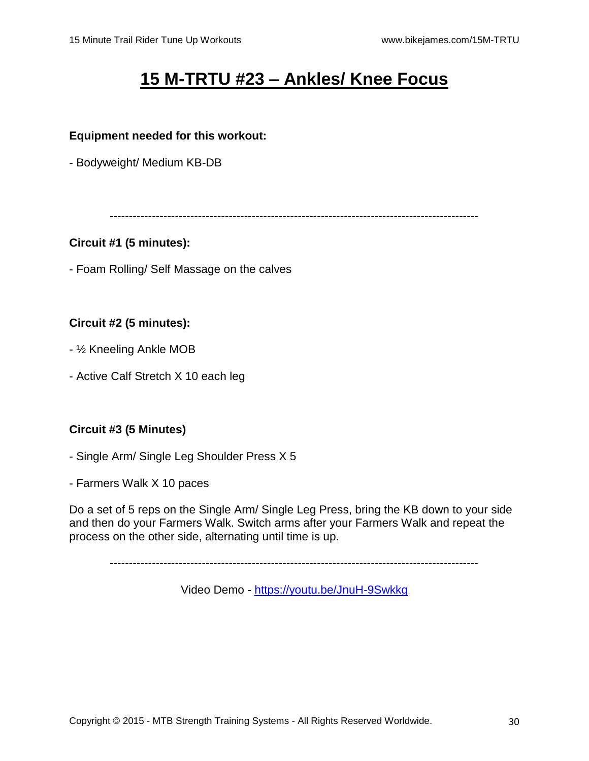# 15 M-TRTU #23 – Ankles/ Knee Focus

**Equipment needed for this workout:**

- Bodyweight/ Medium KB-DB

---

**Circuit #1 (5 minutes):**

- Foam Rolling/ Self Massage on the calves

**Circuit #2 (5 minutes):**

- ½ Kneeling Ankle MOB

- Active Calf Stretch X 10 each leg

**Circuit #3 (5 Minutes)**

- Single Arm/ Single Leg Shoulder Press X 5

- Farmers Walk X 10 paces

Do a set of 5 reps on the Single Arm/ Single Leg Press, bring the KB down to your side and then do your Farmers Walk. Switch arms after your Farmers Walk and repeat the process on the other side, alternating until time is up.

---

Video Demo - [https://youtu.be/JnuH-9Swkkg](https://youtu.be/JnuH-9Swkkg)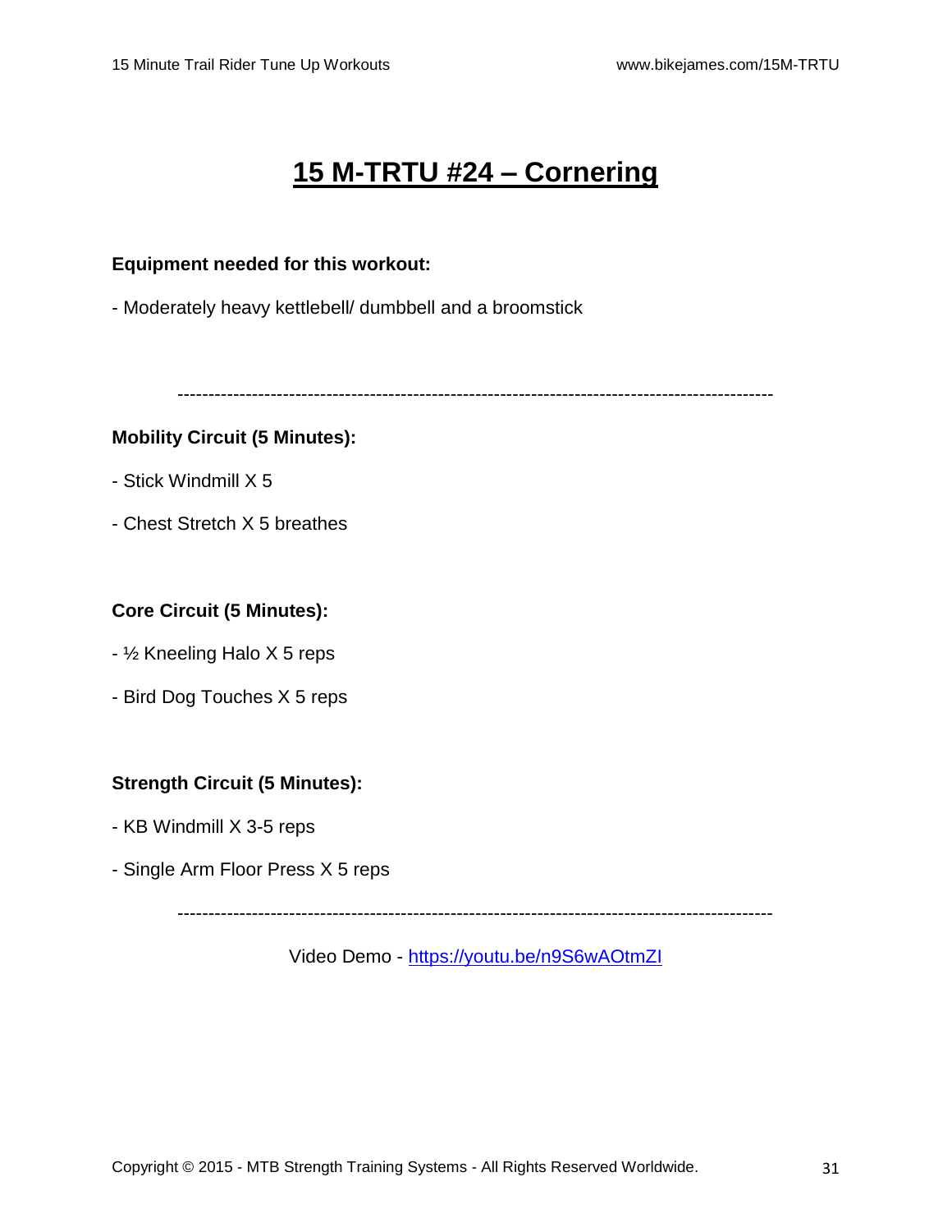# 15 M-TRTU #24 – Cornering

**Equipment needed for this workout:**

- Moderately heavy kettlebell/ dumbbell and a broomstick

---

**Mobility Circuit (5 Minutes):**

- Stick Windmill X 5

- Chest Stretch X 5 breathes

**Core Circuit (5 Minutes):**

- ½ Kneeling Halo X 5 reps

- Bird Dog Touches X 5 reps

**Strength Circuit (5 Minutes):**

- KB Windmill X 3-5 reps

- Single Arm Floor Press X 5 reps

---

Video Demo - [https://youtu.be/n9S6wAOtmZI](https://youtu.be/n9S6wAOtmZI)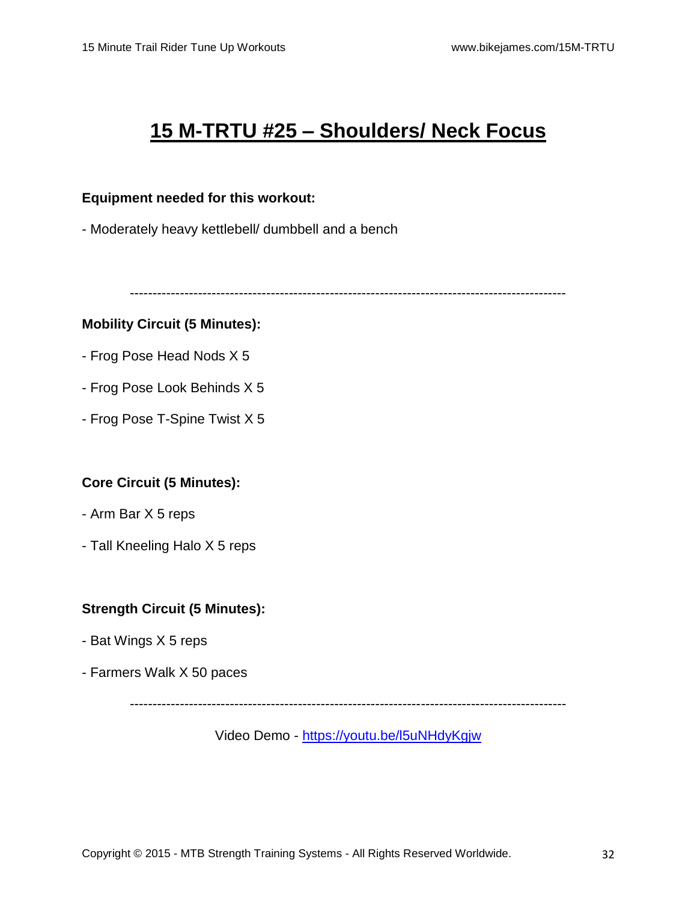# 15 M-TRTU #25 – Shoulders/ Neck Focus

**Equipment needed for this workout:**

- Moderately heavy kettlebell/ dumbbell and a bench

---

**Mobility Circuit (5 Minutes):**

- Frog Pose Head Nods X 5
- Frog Pose Look Behinds X 5
- Frog Pose T-Spine Twist X 5

**Core Circuit (5 Minutes):**

- Arm Bar X 5 reps
- Tall Kneeling Halo X 5 reps

**Strength Circuit (5 Minutes):**

- Bat Wings X 5 reps
- Farmers Walk X 50 paces

---

Video Demo - [https://youtu.be/l5uNHdyKgjw](https://youtu.be/l5uNHdyKgjw)

Copyright © 2015 - MTB Strength Training Systems - All Rights Reserved Worldwide.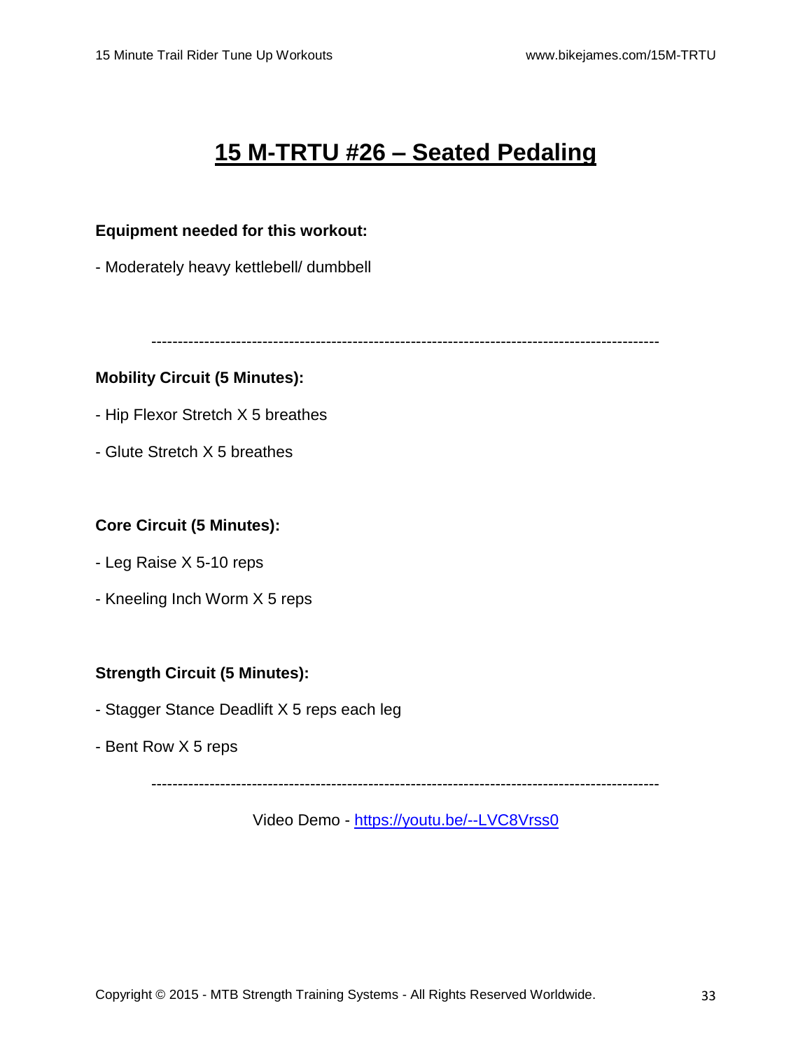# 15 M-TRTU #26 – Seated Pedaling

**Equipment needed for this workout:**

- Moderately heavy kettlebell/ dumbbell

---

**Mobility Circuit (5 Minutes):**

- Hip Flexor Stretch X 5 breathes

- Glute Stretch X 5 breathes

**Core Circuit (5 Minutes):**

- Leg Raise X 5-10 reps

- Kneeling Inch Worm X 5 reps

**Strength Circuit (5 Minutes):**

- Stagger Stance Deadlift X 5 reps each leg

- Bent Row X 5 reps

---

Video Demo - [https://youtu.be/--LVC8Vrss0](https://youtu.be/--LVC8Vrss0)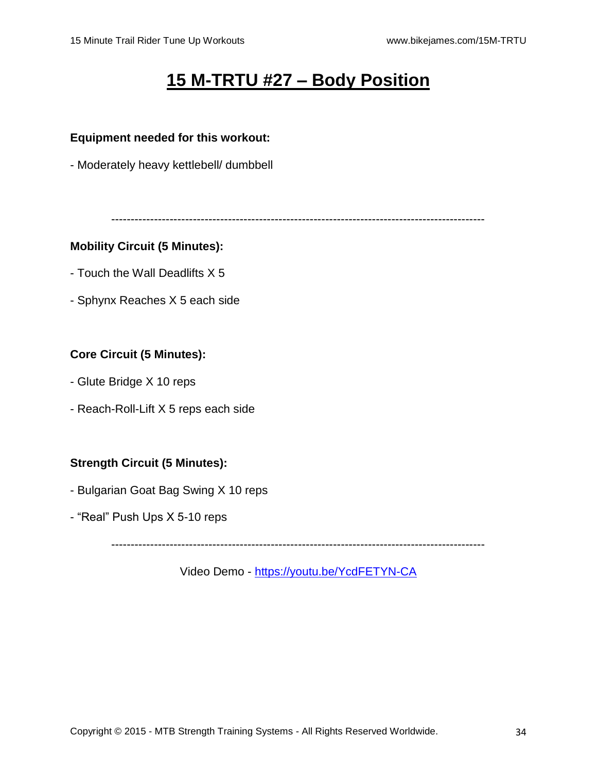# 15 M-TRTU #27 – Body Position

**Equipment needed for this workout:**

- Moderately heavy kettlebell/ dumbbell

---

**Mobility Circuit (5 Minutes):**

- Touch the Wall Deadlifts X 5
- Sphynx Reaches X 5 each side

**Core Circuit (5 Minutes):**

- Glute Bridge X 10 reps
- Reach-Roll-Lift X 5 reps each side

**Strength Circuit (5 Minutes):**

- Bulgarian Goat Bag Swing X 10 reps
- “Real” Push Ups X 5-10 reps

---

Video Demo - [https://youtu.be/YcdFETYN-CA](https://youtu.be/YcdFETYN-CA)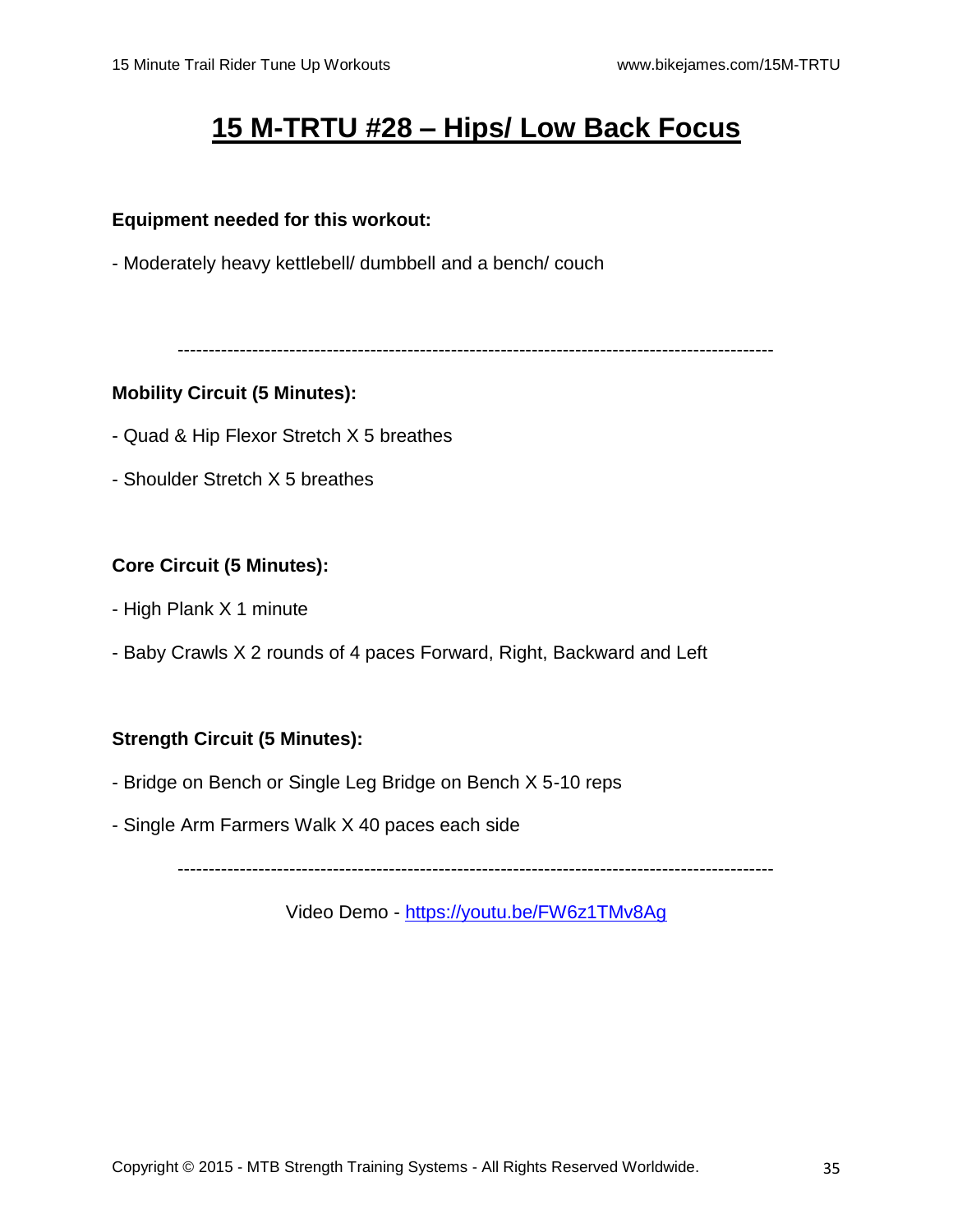# 15 M-TRTU #28 – Hips/ Low Back Focus

**Equipment needed for this workout:**

- Moderately heavy kettlebell/ dumbbell and a bench/ couch

---

**Mobility Circuit (5 Minutes):**

- Quad & Hip Flexor Stretch X 5 breathes
- Shoulder Stretch X 5 breathes

**Core Circuit (5 Minutes):**

- High Plank X 1 minute
- Baby Crawls X 2 rounds of 4 paces Forward, Right, Backward and Left

**Strength Circuit (5 Minutes):**

- Bridge on Bench or Single Leg Bridge on Bench X 5-10 reps
- Single Arm Farmers Walk X 40 paces each side

---

Video Demo - [https://youtu.be/FW6z1TMv8Ag](https://youtu.be/FW6z1TMv8Ag)

Copyright © 2015 - MTB Strength Training Systems - All Rights Reserved Worldwide.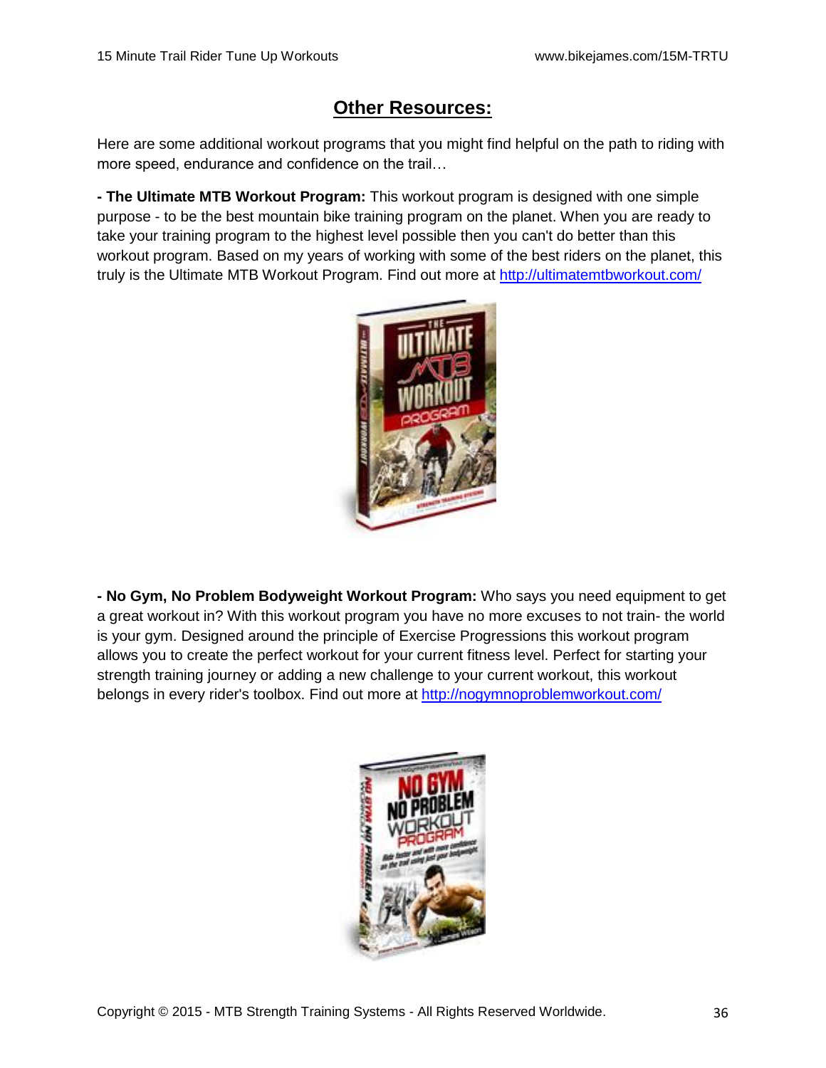## Other Resources:

Here are some additional workout programs that you might find helpful on the path to riding with more speed, endurance and confidence on the trail…

**- The Ultimate MTB Workout Program:** This workout program is designed with one simple purpose - to be the best mountain bike training program on the planet. When you are ready to take your training program to the highest level possible then you can't do better than this workout program. Based on my years of working with some of the best riders on the planet, this truly is the Ultimate MTB Workout Program. Find out more at [http://ultimatemtbworkout.com/](http://ultimatemtbworkout.com/)

**- No Gym, No Problem Bodyweight Workout Program:** Who says you need equipment to get a great workout in? With this workout program you have no more excuses to not train- the world is your gym. Designed around the principle of Exercise Progressions this workout program allows you to create the perfect workout for your current fitness level. Perfect for starting your strength training journey or adding a new challenge to your current workout, this workout belongs in every rider's toolbox. Find out more at [http://nogymnoproblemworkout.com/](http://nogymnoproblemworkout.com/)

Copyright © 2015 - MTB Strength Training Systems - All Rights Reserved Worldwide.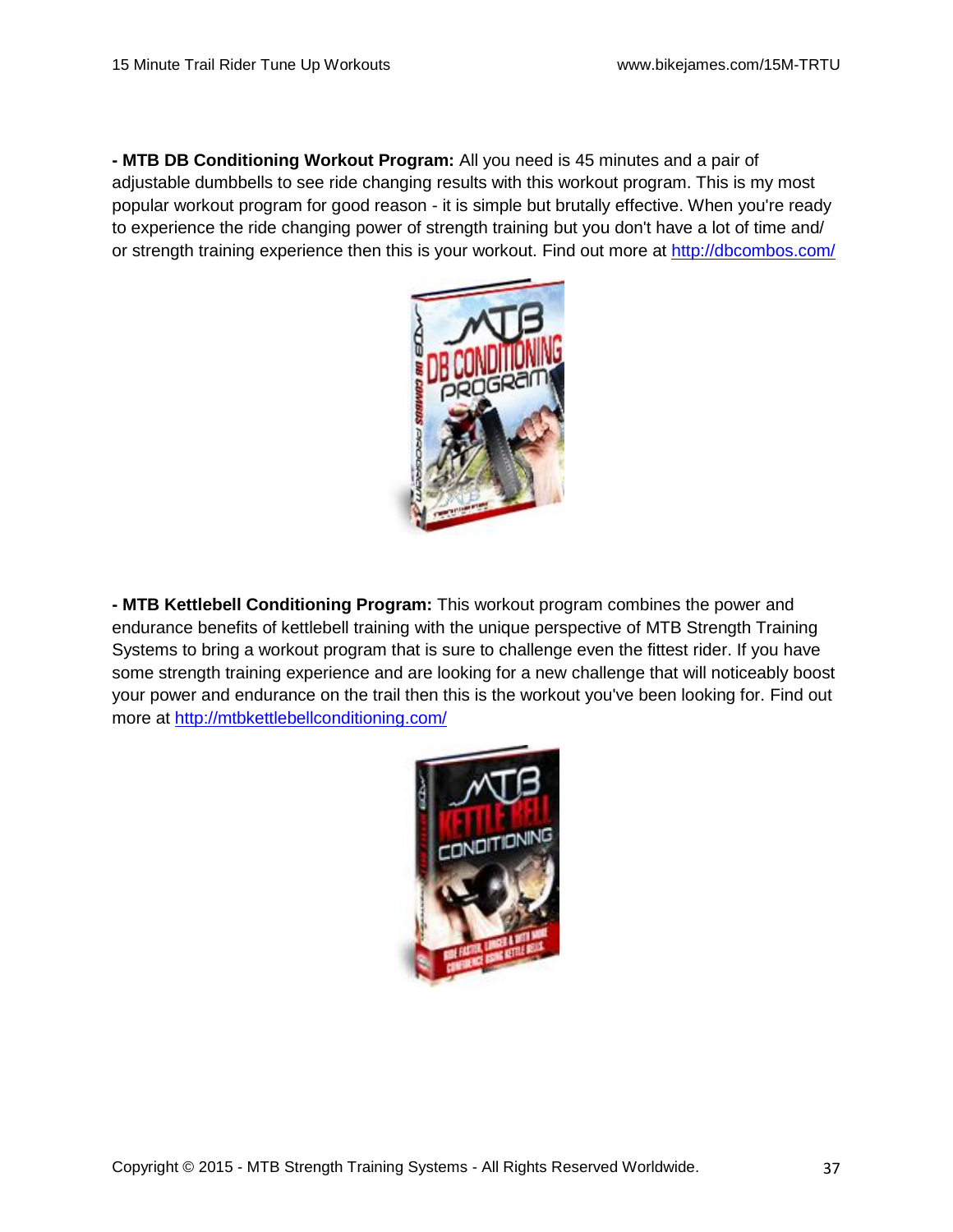**- MTB DB Conditioning Workout Program:** All you need is 45 minutes and a pair of adjustable dumbbells to see ride changing results with this workout program. This is my most popular workout program for good reason - it is simple but brutally effective. When you're ready to experience the ride changing power of strength training but you don't have a lot of time and/or strength training experience then this is your workout. Find out more at http://dbcombos.com/

**- MTB Kettlebell Conditioning Program:** This workout program combines the power and endurance benefits of kettlebell training with the unique perspective of MTB Strength Training Systems to bring a workout program that is sure to challenge even the fittest rider. If you have some strength training experience and are looking for a new challenge that will noticeably boost your power and endurance on the trail then this is the workout you've been looking for. Find out more at http://mtbkettlebellconditioning.com/